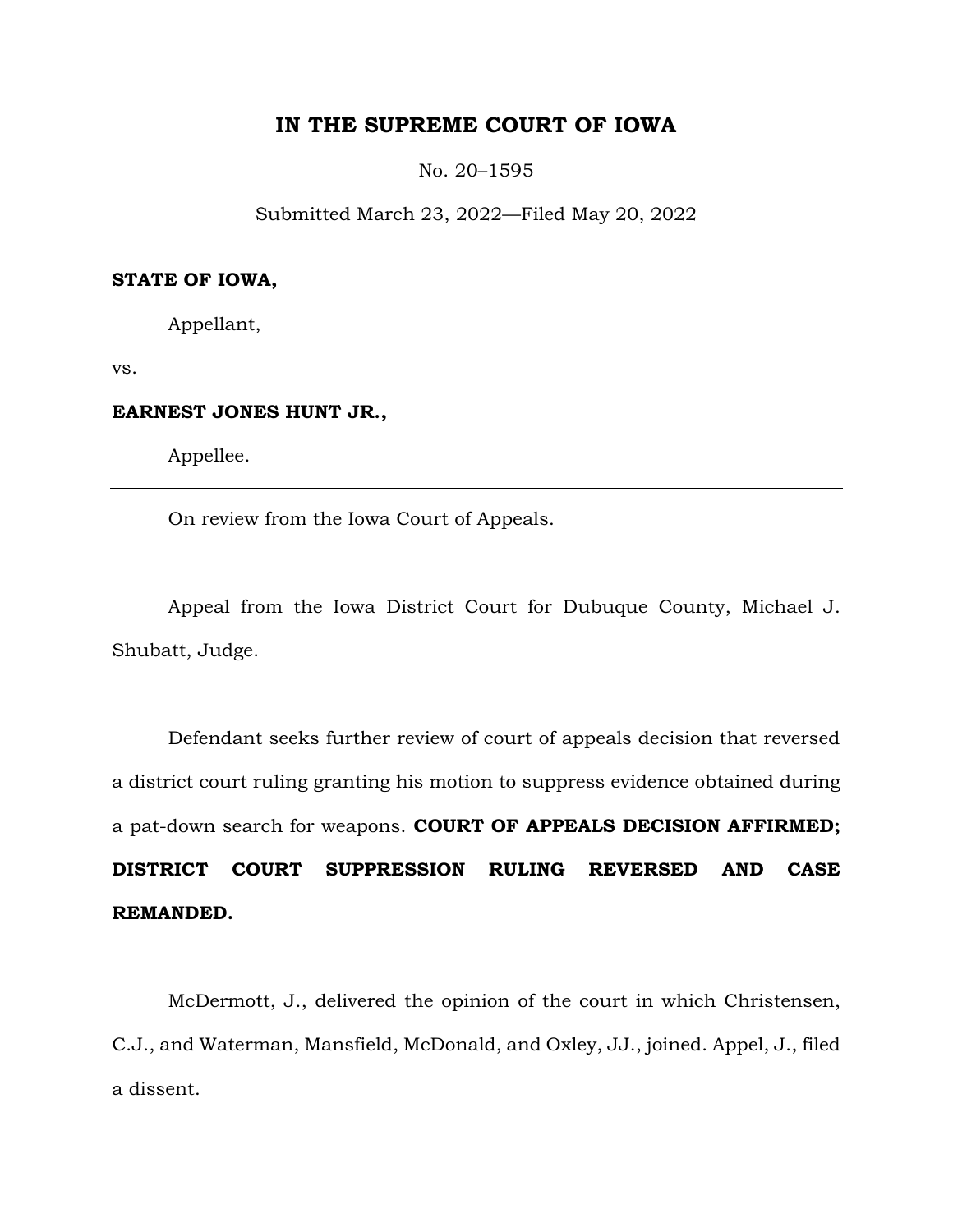# IN THE SUPREME COURT OF IOWA

No. 20–1595

Submitted March 23, 2022—Filed May 20, 2022

**STATE OF IOWA,**

Appellant,

vs.

**EARNEST JONES HUNT JR.,**

Appellee.

---

On review from the Iowa Court of Appeals.

Appeal from the Iowa District Court for Dubuque County, Michael J. Shubatt, Judge.

Defendant seeks further review of court of appeals decision that reversed a district court ruling granting his motion to suppress evidence obtained during a pat-down search for weapons. **COURT OF APPEALS DECISION AFFIRMED; DISTRICT COURT SUPPRESSION RULING REVERSED AND CASE REMANDED.**

McDermott, J., delivered the opinion of the court in which Christensen, C.J., and Waterman, Mansfield, McDonald, and Oxley, JJ., joined. Appel, J., filed a dissent.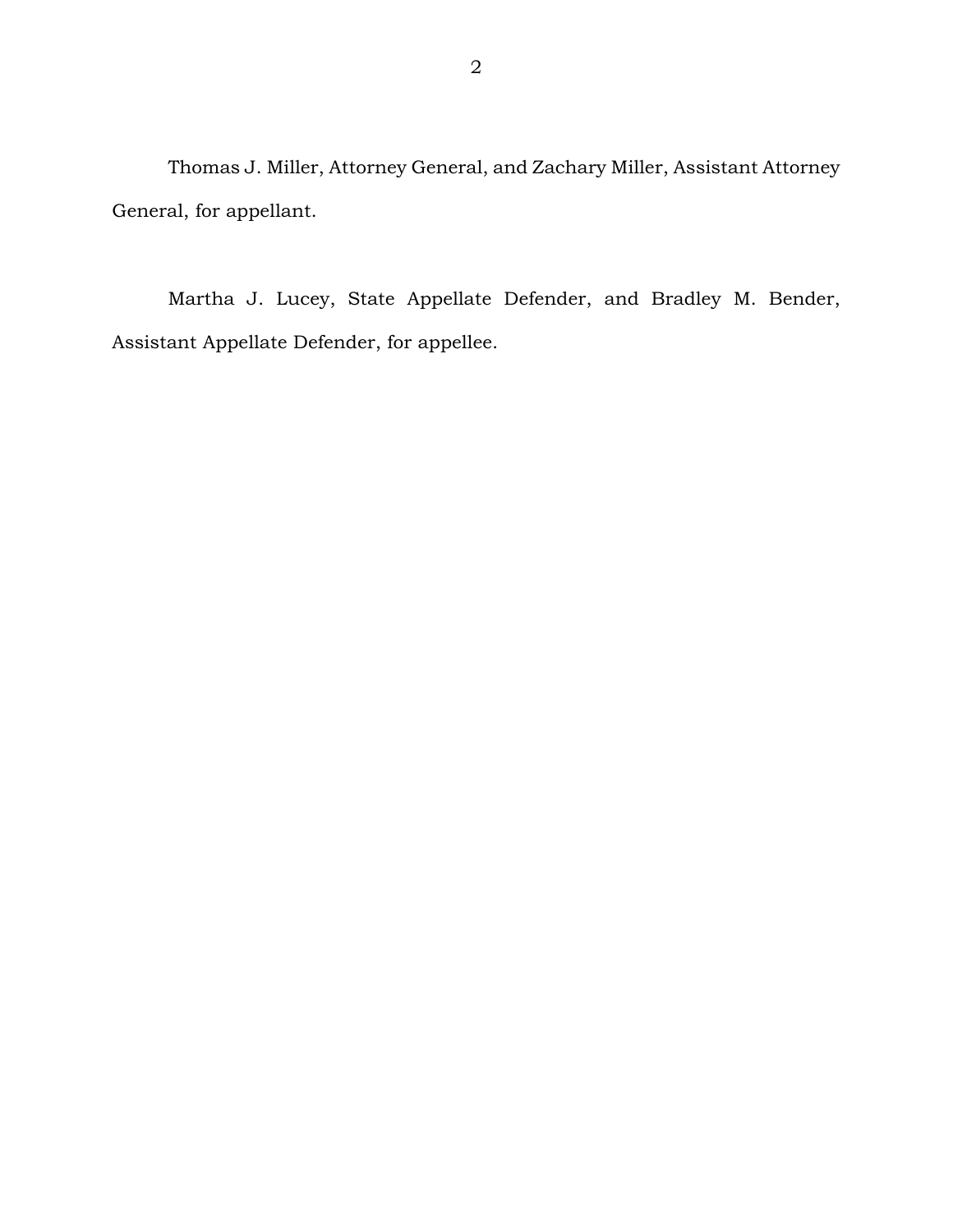Thomas J. Miller, Attorney General, and Zachary Miller, Assistant Attorney General, for appellant.

Martha J. Lucey, State Appellate Defender, and Bradley M. Bender, Assistant Appellate Defender, for appellee.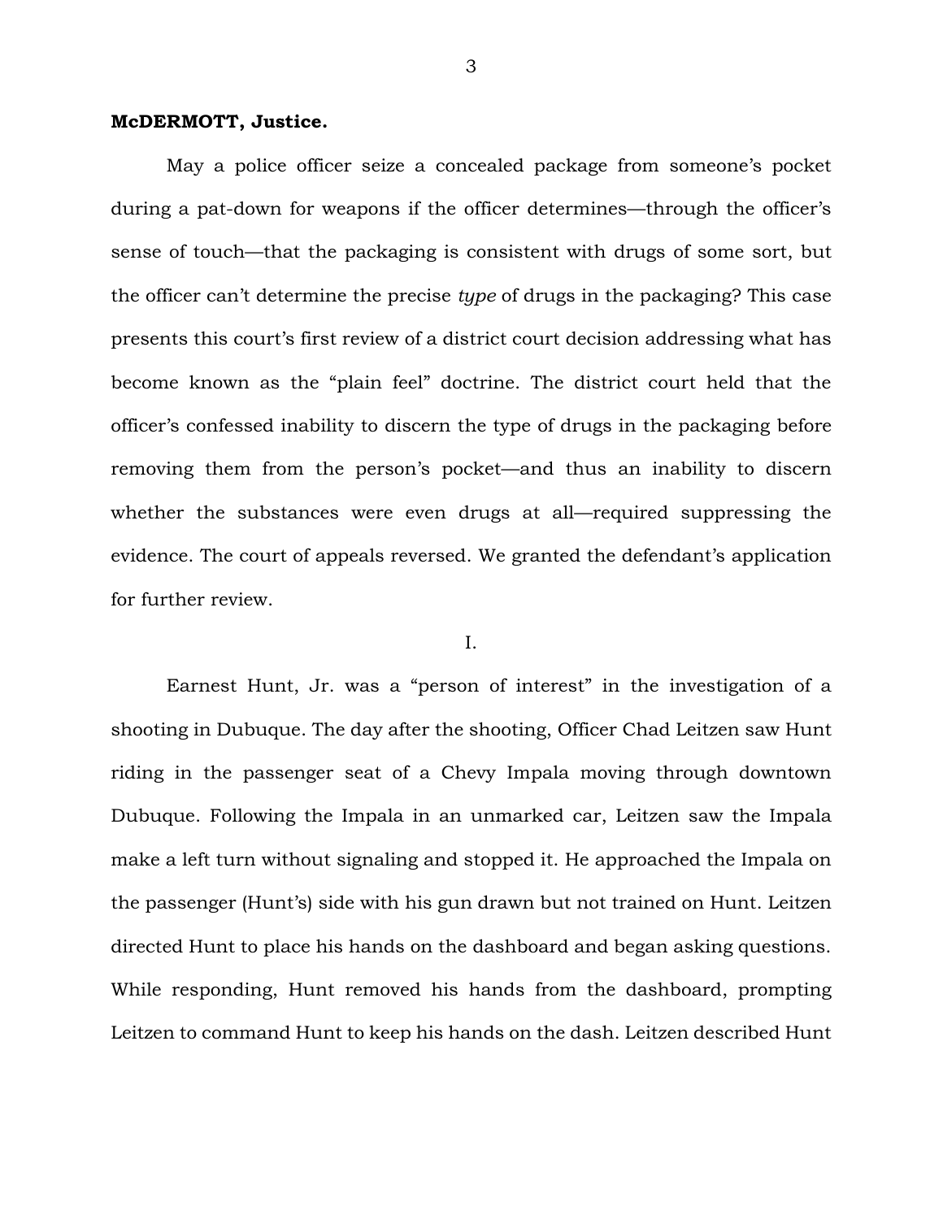**McDERMOTT, Justice.**

May a police officer seize a concealed package from someone's pocket during a pat-down for weapons if the officer determines—through the officer's sense of touch—that the packaging is consistent with drugs of some sort, but the officer can't determine the precise *type* of drugs in the packaging? This case presents this court's first review of a district court decision addressing what has become known as the "plain feel" doctrine. The district court held that the officer's confessed inability to discern the type of drugs in the packaging before removing them from the person's pocket—and thus an inability to discern whether the substances were even drugs at all—required suppressing the evidence. The court of appeals reversed. We granted the defendant's application for further review.

I.

Earnest Hunt, Jr. was a "person of interest" in the investigation of a shooting in Dubuque. The day after the shooting, Officer Chad Leitzen saw Hunt riding in the passenger seat of a Chevy Impala moving through downtown Dubuque. Following the Impala in an unmarked car, Leitzen saw the Impala make a left turn without signaling and stopped it. He approached the Impala on the passenger (Hunt's) side with his gun drawn but not trained on Hunt. Leitzen directed Hunt to place his hands on the dashboard and began asking questions. While responding, Hunt removed his hands from the dashboard, prompting Leitzen to command Hunt to keep his hands on the dash. Leitzen described Hunt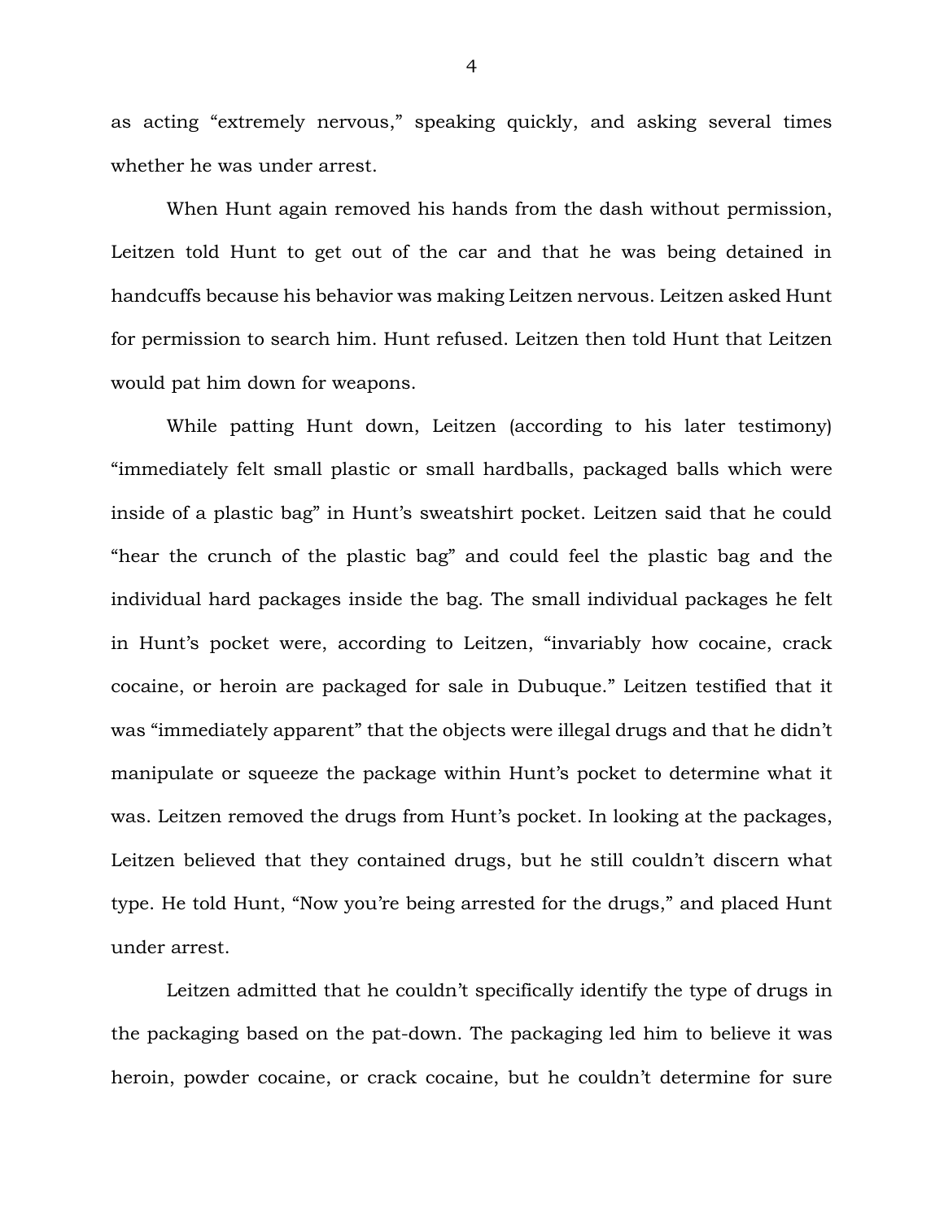as acting "extremely nervous," speaking quickly, and asking several times whether he was under arrest.

When Hunt again removed his hands from the dash without permission, Leitzen told Hunt to get out of the car and that he was being detained in handcuffs because his behavior was making Leitzen nervous. Leitzen asked Hunt for permission to search him. Hunt refused. Leitzen then told Hunt that Leitzen would pat him down for weapons.

While patting Hunt down, Leitzen (according to his later testimony) "immediately felt small plastic or small hardballs, packaged balls which were inside of a plastic bag" in Hunt's sweatshirt pocket. Leitzen said that he could "hear the crunch of the plastic bag" and could feel the plastic bag and the individual hard packages inside the bag. The small individual packages he felt in Hunt's pocket were, according to Leitzen, "invariably how cocaine, crack cocaine, or heroin are packaged for sale in Dubuque." Leitzen testified that it was "immediately apparent" that the objects were illegal drugs and that he didn't manipulate or squeeze the package within Hunt's pocket to determine what it was. Leitzen removed the drugs from Hunt's pocket. In looking at the packages, Leitzen believed that they contained drugs, but he still couldn't discern what type. He told Hunt, "Now you're being arrested for the drugs," and placed Hunt under arrest.

Leitzen admitted that he couldn't specifically identify the type of drugs in the packaging based on the pat-down. The packaging led him to believe it was heroin, powder cocaine, or crack cocaine, but he couldn't determine for sure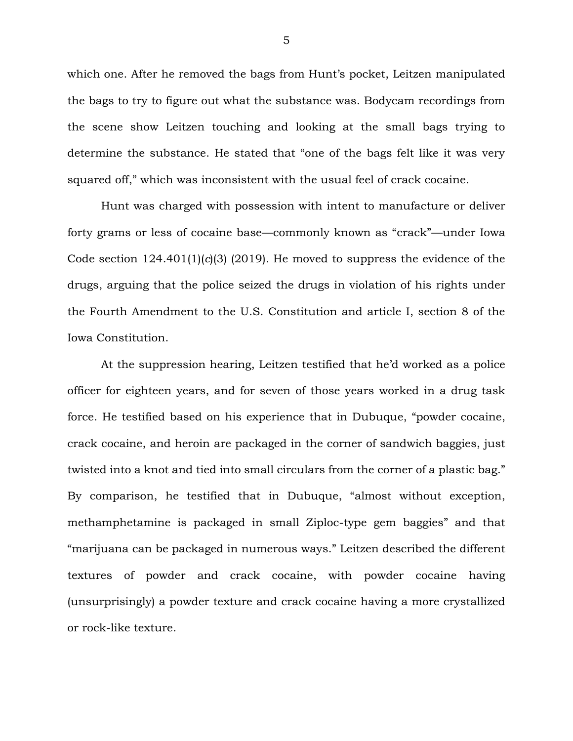which one. After he removed the bags from Hunt's pocket, Leitzen manipulated the bags to try to figure out what the substance was. Bodycam recordings from the scene show Leitzen touching and looking at the small bags trying to determine the substance. He stated that "one of the bags felt like it was very squared off," which was inconsistent with the usual feel of crack cocaine.

Hunt was charged with possession with intent to manufacture or deliver forty grams or less of cocaine base—commonly known as "crack"—under Iowa Code section 124.401(1)(*c*)(3) (2019). He moved to suppress the evidence of the drugs, arguing that the police seized the drugs in violation of his rights under the Fourth Amendment to the U.S. Constitution and article I, section 8 of the Iowa Constitution.

At the suppression hearing, Leitzen testified that he'd worked as a police officer for eighteen years, and for seven of those years worked in a drug task force. He testified based on his experience that in Dubuque, "powder cocaine, crack cocaine, and heroin are packaged in the corner of sandwich baggies, just twisted into a knot and tied into small circulars from the corner of a plastic bag." By comparison, he testified that in Dubuque, "almost without exception, methamphetamine is packaged in small Ziploc-type gem baggies" and that "marijuana can be packaged in numerous ways." Leitzen described the different textures of powder and crack cocaine, with powder cocaine having (unsurprisingly) a powder texture and crack cocaine having a more crystallized or rock-like texture.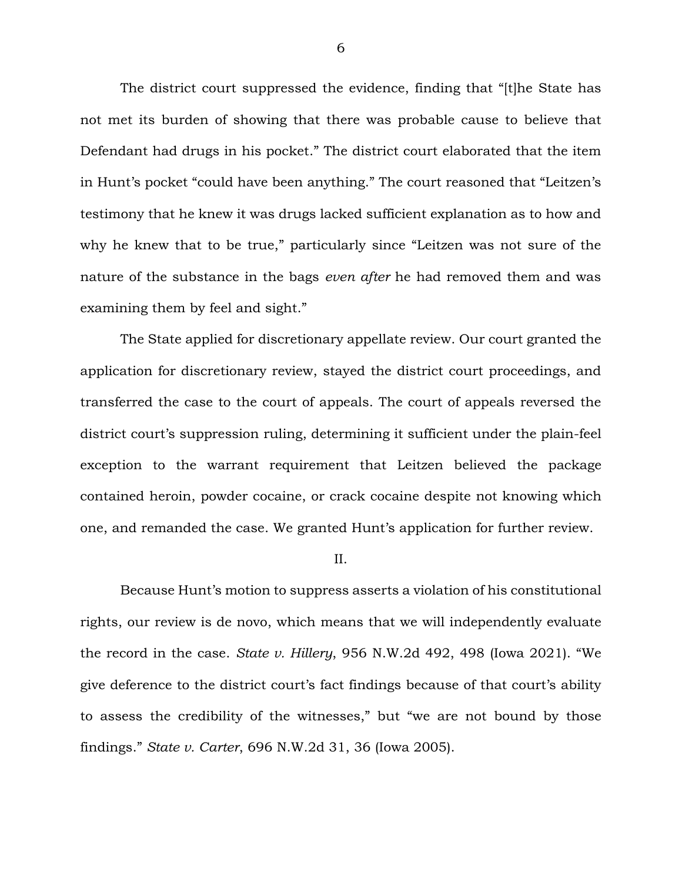The district court suppressed the evidence, finding that "[t]he State has not met its burden of showing that there was probable cause to believe that Defendant had drugs in his pocket." The district court elaborated that the item in Hunt's pocket "could have been anything." The court reasoned that "Leitzen's testimony that he knew it was drugs lacked sufficient explanation as to how and why he knew that to be true," particularly since "Leitzen was not sure of the nature of the substance in the bags *even after* he had removed them and was examining them by feel and sight."

The State applied for discretionary appellate review. Our court granted the application for discretionary review, stayed the district court proceedings, and transferred the case to the court of appeals. The court of appeals reversed the district court's suppression ruling, determining it sufficient under the plain-feel exception to the warrant requirement that Leitzen believed the package contained heroin, powder cocaine, or crack cocaine despite not knowing which one, and remanded the case. We granted Hunt's application for further review.

II.

Because Hunt's motion to suppress asserts a violation of his constitutional rights, our review is de novo, which means that we will independently evaluate the record in the case. *State v. Hillery*, 956 N.W.2d 492, 498 (Iowa 2021). "We give deference to the district court's fact findings because of that court's ability to assess the credibility of the witnesses," but "we are not bound by those findings." *State v. Carter*, 696 N.W.2d 31, 36 (Iowa 2005).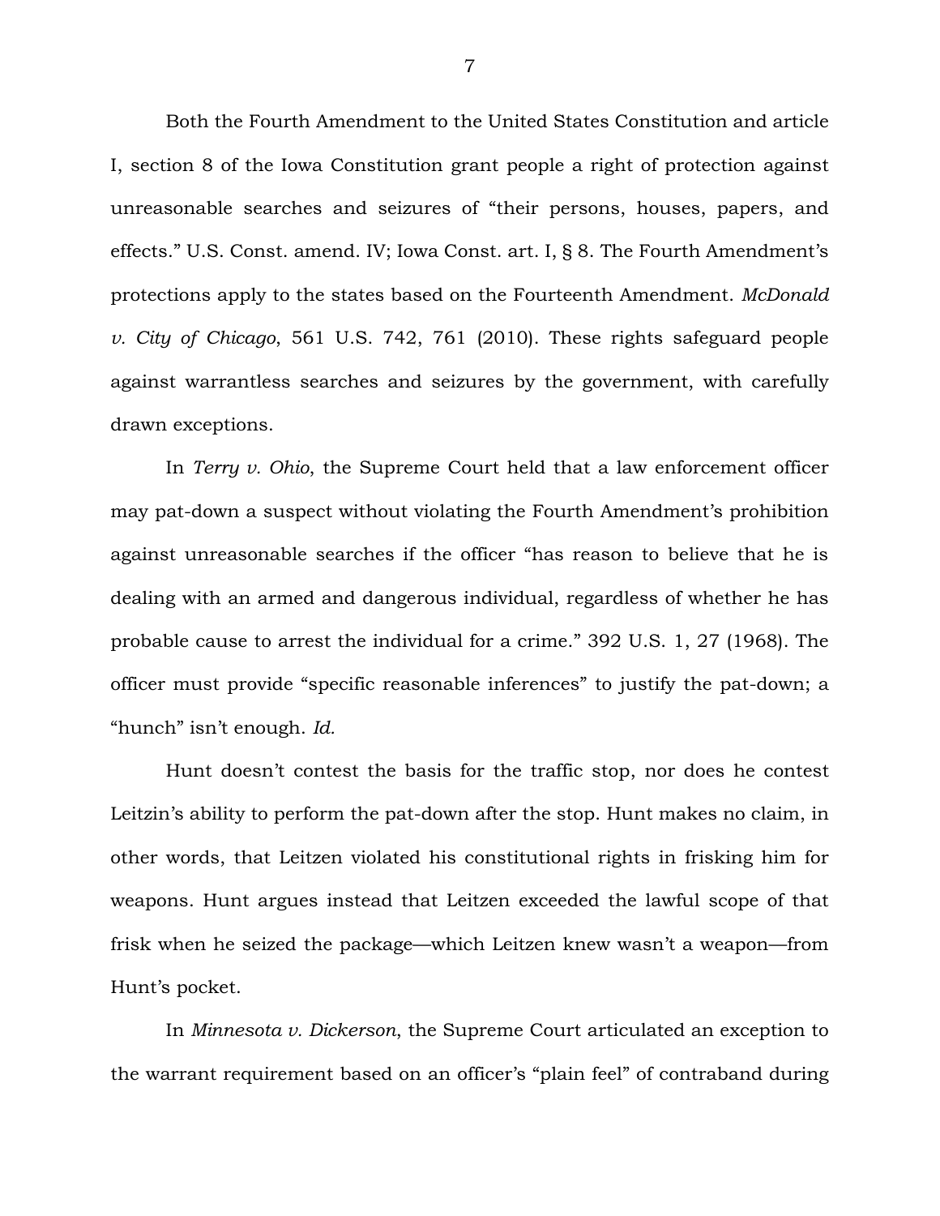Both the Fourth Amendment to the United States Constitution and article I, section 8 of the Iowa Constitution grant people a right of protection against unreasonable searches and seizures of "their persons, houses, papers, and effects." U.S. Const. amend. IV; Iowa Const. art. I, § 8. The Fourth Amendment's protections apply to the states based on the Fourteenth Amendment. *McDonald v. City of Chicago*, 561 U.S. 742, 761 (2010). These rights safeguard people against warrantless searches and seizures by the government, with carefully drawn exceptions.

In *Terry v. Ohio*, the Supreme Court held that a law enforcement officer may pat-down a suspect without violating the Fourth Amendment's prohibition against unreasonable searches if the officer "has reason to believe that he is dealing with an armed and dangerous individual, regardless of whether he has probable cause to arrest the individual for a crime." 392 U.S. 1, 27 (1968). The officer must provide "specific reasonable inferences" to justify the pat-down; a "hunch" isn't enough. *Id.*

Hunt doesn't contest the basis for the traffic stop, nor does he contest Leitzin's ability to perform the pat-down after the stop. Hunt makes no claim, in other words, that Leitzen violated his constitutional rights in frisking him for weapons. Hunt argues instead that Leitzen exceeded the lawful scope of that frisk when he seized the package—which Leitzen knew wasn't a weapon—from Hunt's pocket.

In *Minnesota v. Dickerson*, the Supreme Court articulated an exception to the warrant requirement based on an officer's "plain feel" of contraband during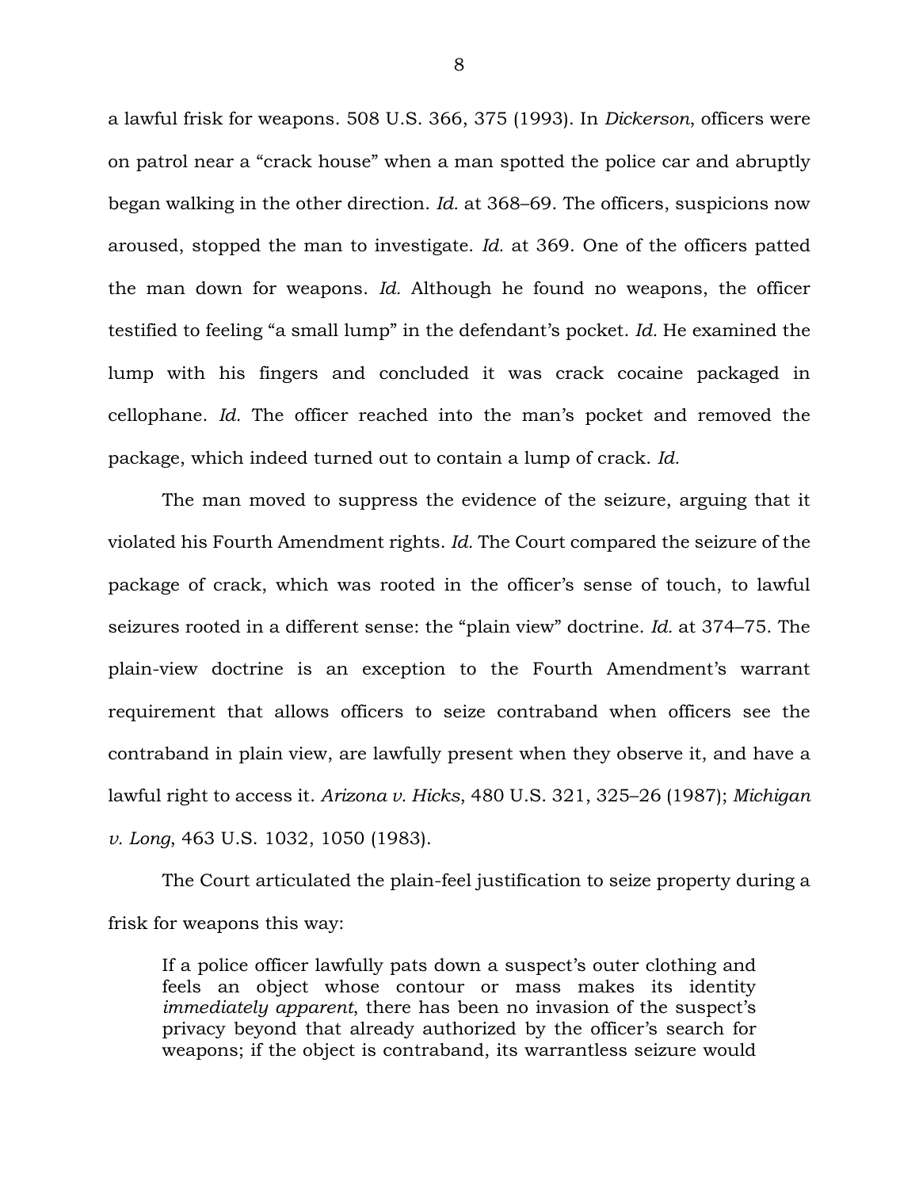a lawful frisk for weapons. 508 U.S. 366, 375 (1993). In *Dickerson*, officers were on patrol near a "crack house" when a man spotted the police car and abruptly began walking in the other direction. *Id.* at 368–69. The officers, suspicions now aroused, stopped the man to investigate. *Id.* at 369. One of the officers patted the man down for weapons. *Id.* Although he found no weapons, the officer testified to feeling "a small lump" in the defendant's pocket. *Id.* He examined the lump with his fingers and concluded it was crack cocaine packaged in cellophane. *Id.* The officer reached into the man's pocket and removed the package, which indeed turned out to contain a lump of crack. *Id.*

The man moved to suppress the evidence of the seizure, arguing that it violated his Fourth Amendment rights. *Id.* The Court compared the seizure of the package of crack, which was rooted in the officer's sense of touch, to lawful seizures rooted in a different sense: the "plain view" doctrine. *Id.* at 374–75. The plain-view doctrine is an exception to the Fourth Amendment's warrant requirement that allows officers to seize contraband when officers see the contraband in plain view, are lawfully present when they observe it, and have a lawful right to access it. *Arizona v. Hicks*, 480 U.S. 321, 325–26 (1987); *Michigan v. Long*, 463 U.S. 1032, 1050 (1983).

The Court articulated the plain-feel justification to seize property during a frisk for weapons this way:

> If a police officer lawfully pats down a suspect's outer clothing and feels an object whose contour or mass makes its identity *immediately apparent*, there has been no invasion of the suspect's privacy beyond that already authorized by the officer's search for weapons; if the object is contraband, its warrantless seizure would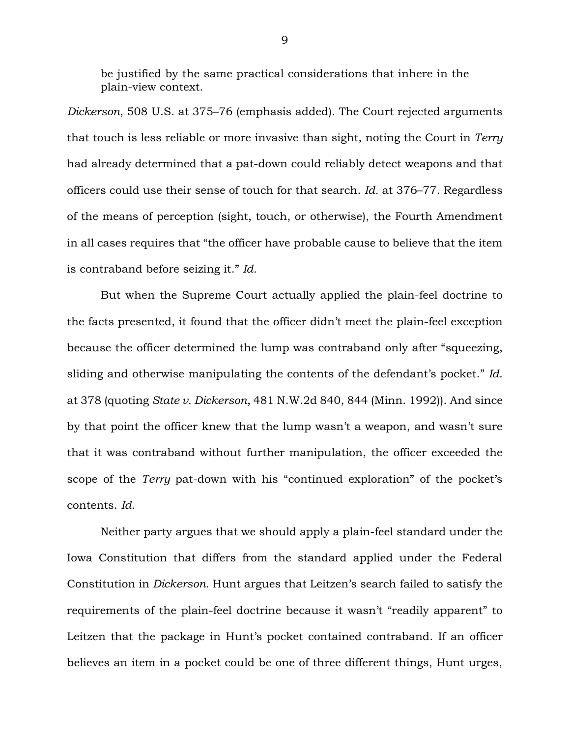> be justified by the same practical considerations that inhere in the plain-view context.

*Dickerson*, 508 U.S. at 375–76 (emphasis added). The Court rejected arguments that touch is less reliable or more invasive than sight, noting the Court in *Terry* had already determined that a pat-down could reliably detect weapons and that officers could use their sense of touch for that search. *Id.* at 376–77. Regardless of the means of perception (sight, touch, or otherwise), the Fourth Amendment in all cases requires that "the officer have probable cause to believe that the item is contraband before seizing it." *Id.*

But when the Supreme Court actually applied the plain-feel doctrine to the facts presented, it found that the officer didn't meet the plain-feel exception because the officer determined the lump was contraband only after "squeezing, sliding and otherwise manipulating the contents of the defendant's pocket." *Id.* at 378 (quoting *State v. Dickerson*, 481 N.W.2d 840, 844 (Minn. 1992)). And since by that point the officer knew that the lump wasn't a weapon, and wasn't sure that it was contraband without further manipulation, the officer exceeded the scope of the *Terry* pat-down with his "continued exploration" of the pocket's contents. *Id.*

Neither party argues that we should apply a plain-feel standard under the Iowa Constitution that differs from the standard applied under the Federal Constitution in *Dickerson*. Hunt argues that Leitzen's search failed to satisfy the requirements of the plain-feel doctrine because it wasn't "readily apparent" to Leitzen that the package in Hunt's pocket contained contraband. If an officer believes an item in a pocket could be one of three different things, Hunt urges,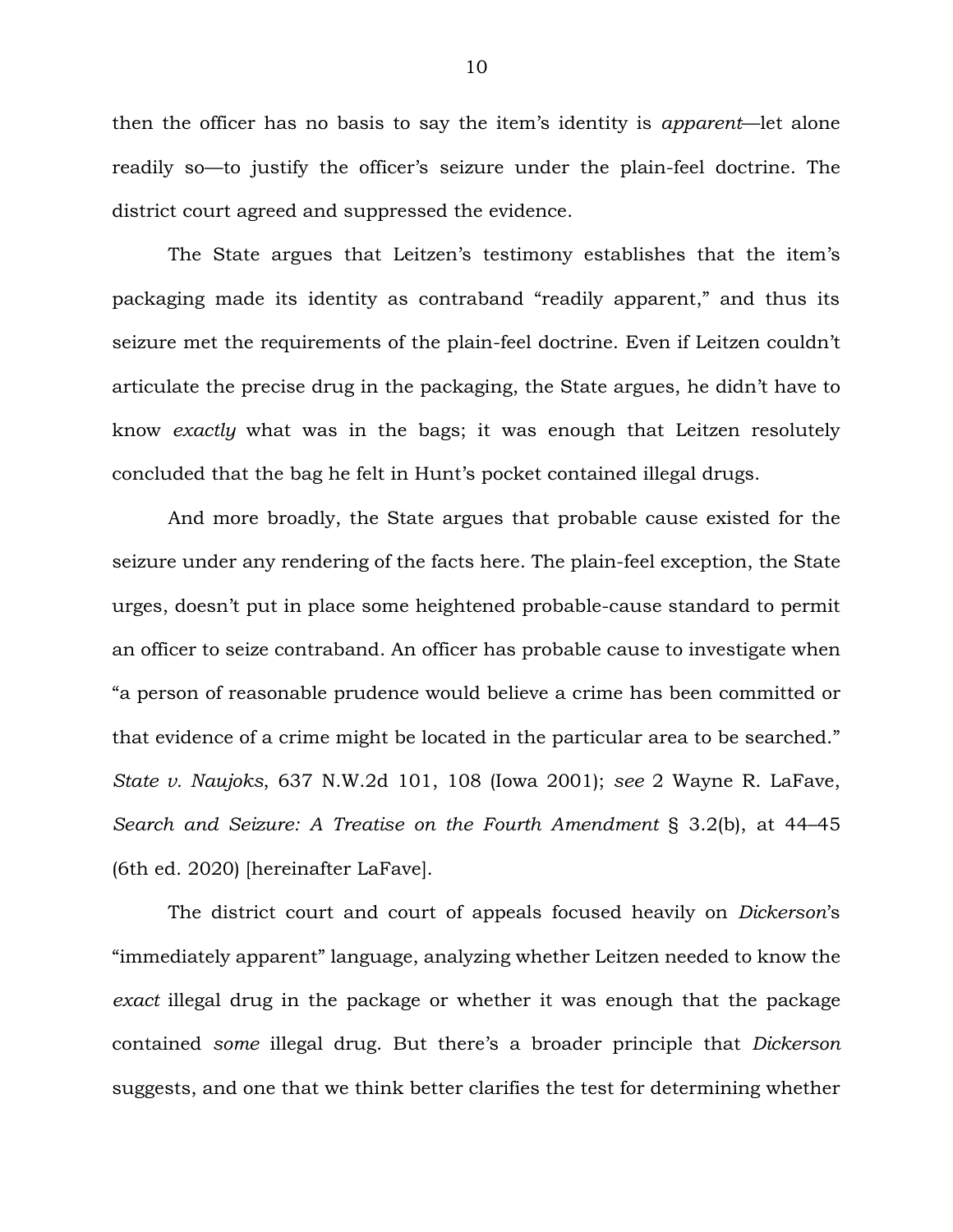then the officer has no basis to say the item's identity is *apparent*—let alone readily so—to justify the officer's seizure under the plain-feel doctrine. The district court agreed and suppressed the evidence.

The State argues that Leitzen's testimony establishes that the item's packaging made its identity as contraband "readily apparent," and thus its seizure met the requirements of the plain-feel doctrine. Even if Leitzen couldn't articulate the precise drug in the packaging, the State argues, he didn't have to know *exactly* what was in the bags; it was enough that Leitzen resolutely concluded that the bag he felt in Hunt's pocket contained illegal drugs.

And more broadly, the State argues that probable cause existed for the seizure under any rendering of the facts here. The plain-feel exception, the State urges, doesn't put in place some heightened probable-cause standard to permit an officer to seize contraband. An officer has probable cause to investigate when "a person of reasonable prudence would believe a crime has been committed or that evidence of a crime might be located in the particular area to be searched." *State v. Naujoks*, 637 N.W.2d 101, 108 (Iowa 2001); *see* 2 Wayne R. LaFave, *Search and Seizure: A Treatise on the Fourth Amendment* § 3.2(b), at 44–45 (6th ed. 2020) [hereinafter LaFave].

The district court and court of appeals focused heavily on *Dickerson*'s "immediately apparent" language, analyzing whether Leitzen needed to know the *exact* illegal drug in the package or whether it was enough that the package contained *some* illegal drug. But there's a broader principle that *Dickerson* suggests, and one that we think better clarifies the test for determining whether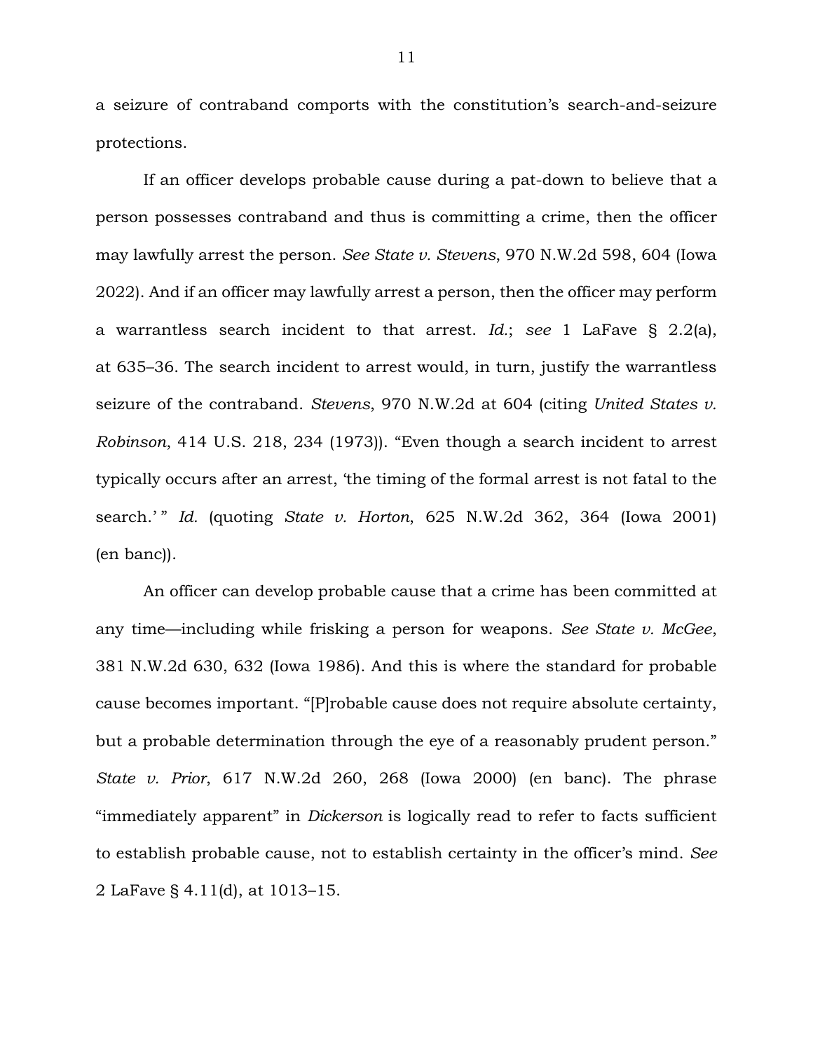a seizure of contraband comports with the constitution's search-and-seizure protections.

If an officer develops probable cause during a pat-down to believe that a person possesses contraband and thus is committing a crime, then the officer may lawfully arrest the person. *See State v. Stevens*, 970 N.W.2d 598, 604 (Iowa 2022). And if an officer may lawfully arrest a person, then the officer may perform a warrantless search incident to that arrest. *Id.*; *see* 1 LaFave § 2.2(a), at 635–36. The search incident to arrest would, in turn, justify the warrantless seizure of the contraband. *Stevens*, 970 N.W.2d at 604 (citing *United States v. Robinson*, 414 U.S. 218, 234 (1973)). "Even though a search incident to arrest typically occurs after an arrest, 'the timing of the formal arrest is not fatal to the search.' " *Id.* (quoting *State v. Horton*, 625 N.W.2d 362, 364 (Iowa 2001) (en banc)).

An officer can develop probable cause that a crime has been committed at any time—including while frisking a person for weapons. *See State v. McGee*, 381 N.W.2d 630, 632 (Iowa 1986). And this is where the standard for probable cause becomes important. "[P]robable cause does not require absolute certainty, but a probable determination through the eye of a reasonably prudent person." *State v. Prior*, 617 N.W.2d 260, 268 (Iowa 2000) (en banc). The phrase "immediately apparent" in *Dickerson* is logically read to refer to facts sufficient to establish probable cause, not to establish certainty in the officer's mind. *See* 2 LaFave § 4.11(d), at 1013–15.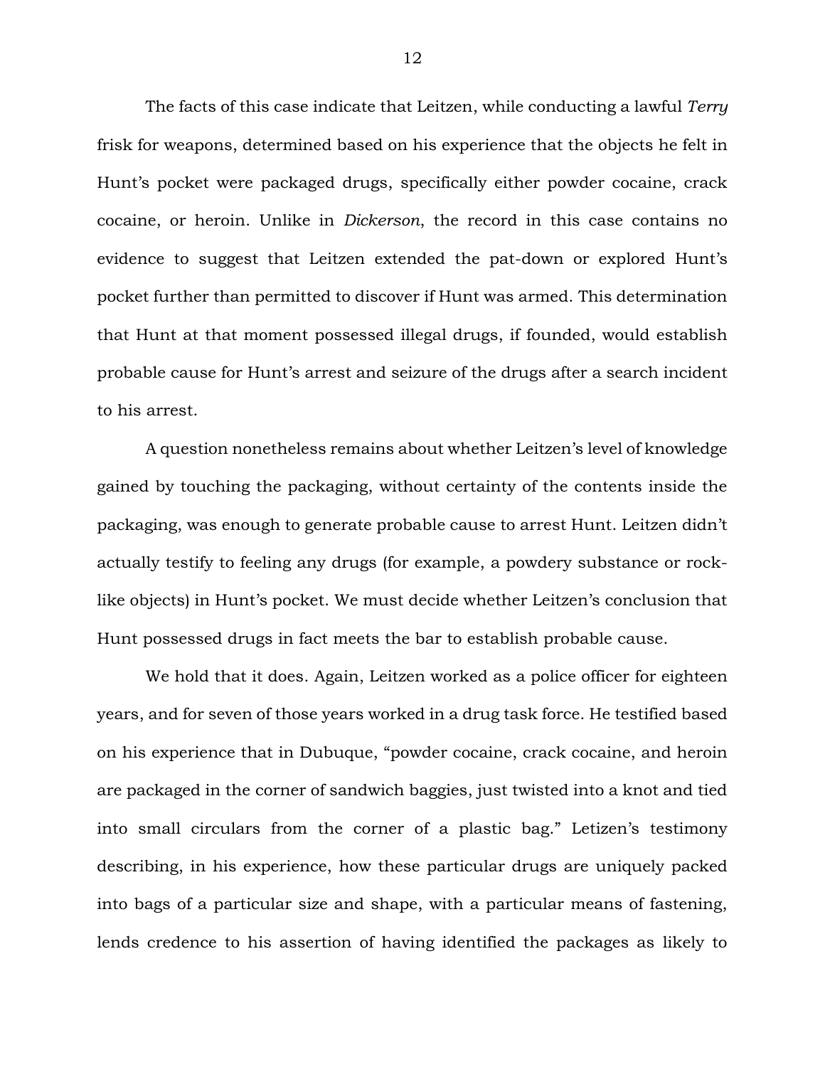The facts of this case indicate that Leitzen, while conducting a lawful *Terry* frisk for weapons, determined based on his experience that the objects he felt in Hunt's pocket were packaged drugs, specifically either powder cocaine, crack cocaine, or heroin. Unlike in *Dickerson*, the record in this case contains no evidence to suggest that Leitzen extended the pat-down or explored Hunt's pocket further than permitted to discover if Hunt was armed. This determination that Hunt at that moment possessed illegal drugs, if founded, would establish probable cause for Hunt's arrest and seizure of the drugs after a search incident to his arrest.

A question nonetheless remains about whether Leitzen's level of knowledge gained by touching the packaging, without certainty of the contents inside the packaging, was enough to generate probable cause to arrest Hunt. Leitzen didn't actually testify to feeling any drugs (for example, a powdery substance or rock-like objects) in Hunt's pocket. We must decide whether Leitzen's conclusion that Hunt possessed drugs in fact meets the bar to establish probable cause.

We hold that it does. Again, Leitzen worked as a police officer for eighteen years, and for seven of those years worked in a drug task force. He testified based on his experience that in Dubuque, "powder cocaine, crack cocaine, and heroin are packaged in the corner of sandwich baggies, just twisted into a knot and tied into small circulars from the corner of a plastic bag." Letizen's testimony describing, in his experience, how these particular drugs are uniquely packed into bags of a particular size and shape, with a particular means of fastening, lends credence to his assertion of having identified the packages as likely to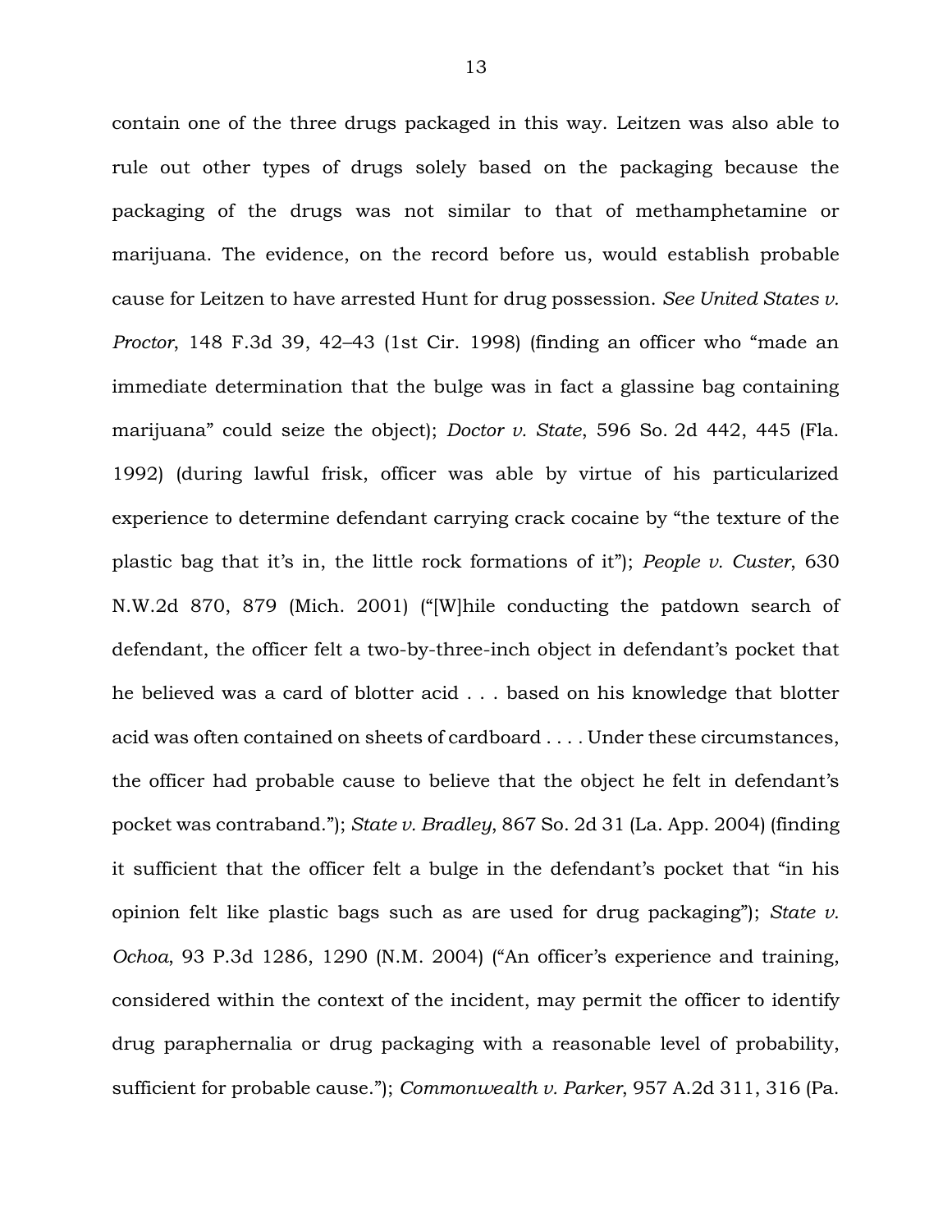contain one of the three drugs packaged in this way. Leitzen was also able to rule out other types of drugs solely based on the packaging because the packaging of the drugs was not similar to that of methamphetamine or marijuana. The evidence, on the record before us, would establish probable cause for Leitzen to have arrested Hunt for drug possession. *See United States v. Proctor*, 148 F.3d 39, 42–43 (1st Cir. 1998) (finding an officer who "made an immediate determination that the bulge was in fact a glassine bag containing marijuana" could seize the object); *Doctor v. State*, 596 So. 2d 442, 445 (Fla. 1992) (during lawful frisk, officer was able by virtue of his particularized experience to determine defendant carrying crack cocaine by "the texture of the plastic bag that it's in, the little rock formations of it"); *People v. Custer*, 630 N.W.2d 870, 879 (Mich. 2001) ("[W]hile conducting the patdown search of defendant, the officer felt a two-by-three-inch object in defendant's pocket that he believed was a card of blotter acid . . . based on his knowledge that blotter acid was often contained on sheets of cardboard . . . . Under these circumstances, the officer had probable cause to believe that the object he felt in defendant's pocket was contraband."); *State v. Bradley*, 867 So. 2d 31 (La. App. 2004) (finding it sufficient that the officer felt a bulge in the defendant's pocket that "in his opinion felt like plastic bags such as are used for drug packaging"); *State v. Ochoa*, 93 P.3d 1286, 1290 (N.M. 2004) ("An officer's experience and training, considered within the context of the incident, may permit the officer to identify drug paraphernalia or drug packaging with a reasonable level of probability, sufficient for probable cause."); *Commonwealth v. Parker*, 957 A.2d 311, 316 (Pa.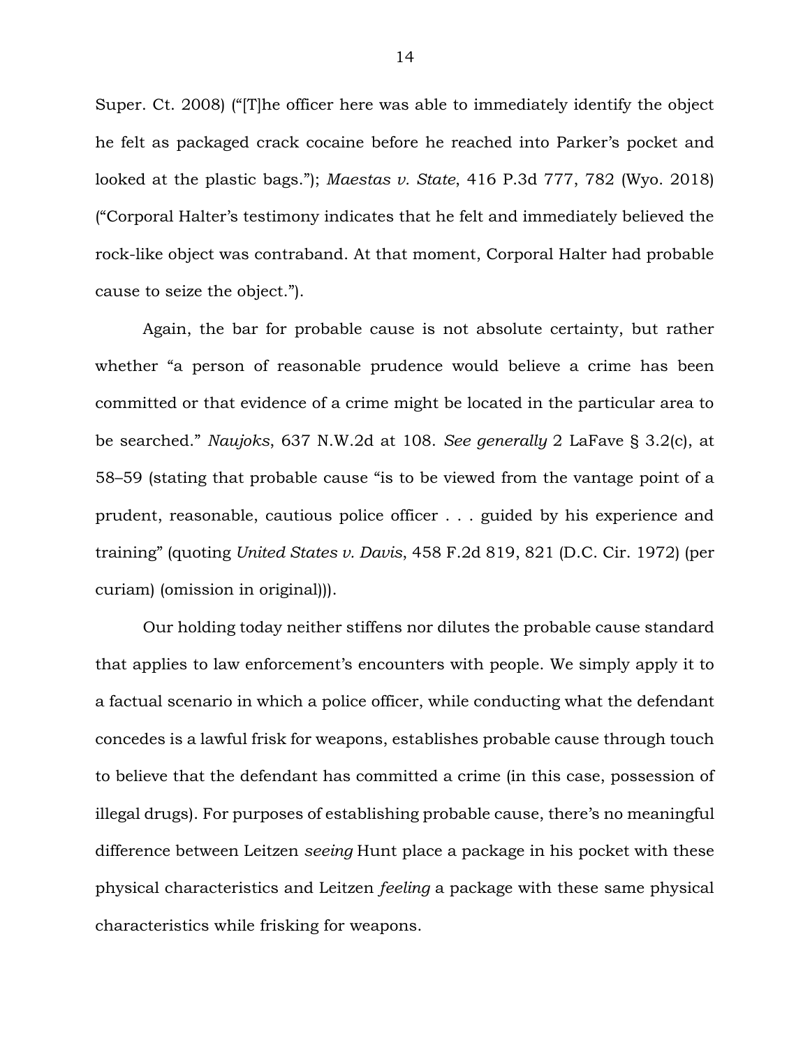Super. Ct. 2008) ("[T]he officer here was able to immediately identify the object he felt as packaged crack cocaine before he reached into Parker's pocket and looked at the plastic bags."); *Maestas v. State*, 416 P.3d 777, 782 (Wyo. 2018) ("Corporal Halter's testimony indicates that he felt and immediately believed the rock-like object was contraband. At that moment, Corporal Halter had probable cause to seize the object.").

Again, the bar for probable cause is not absolute certainty, but rather whether "a person of reasonable prudence would believe a crime has been committed or that evidence of a crime might be located in the particular area to be searched." *Naujoks*, 637 N.W.2d at 108. *See generally* 2 LaFave § 3.2(c), at 58–59 (stating that probable cause "is to be viewed from the vantage point of a prudent, reasonable, cautious police officer . . . guided by his experience and training" (quoting *United States v. Davis*, 458 F.2d 819, 821 (D.C. Cir. 1972) (per curiam) (omission in original))).

Our holding today neither stiffens nor dilutes the probable cause standard that applies to law enforcement's encounters with people. We simply apply it to a factual scenario in which a police officer, while conducting what the defendant concedes is a lawful frisk for weapons, establishes probable cause through touch to believe that the defendant has committed a crime (in this case, possession of illegal drugs). For purposes of establishing probable cause, there's no meaningful difference between Leitzen *seeing* Hunt place a package in his pocket with these physical characteristics and Leitzen *feeling* a package with these same physical characteristics while frisking for weapons.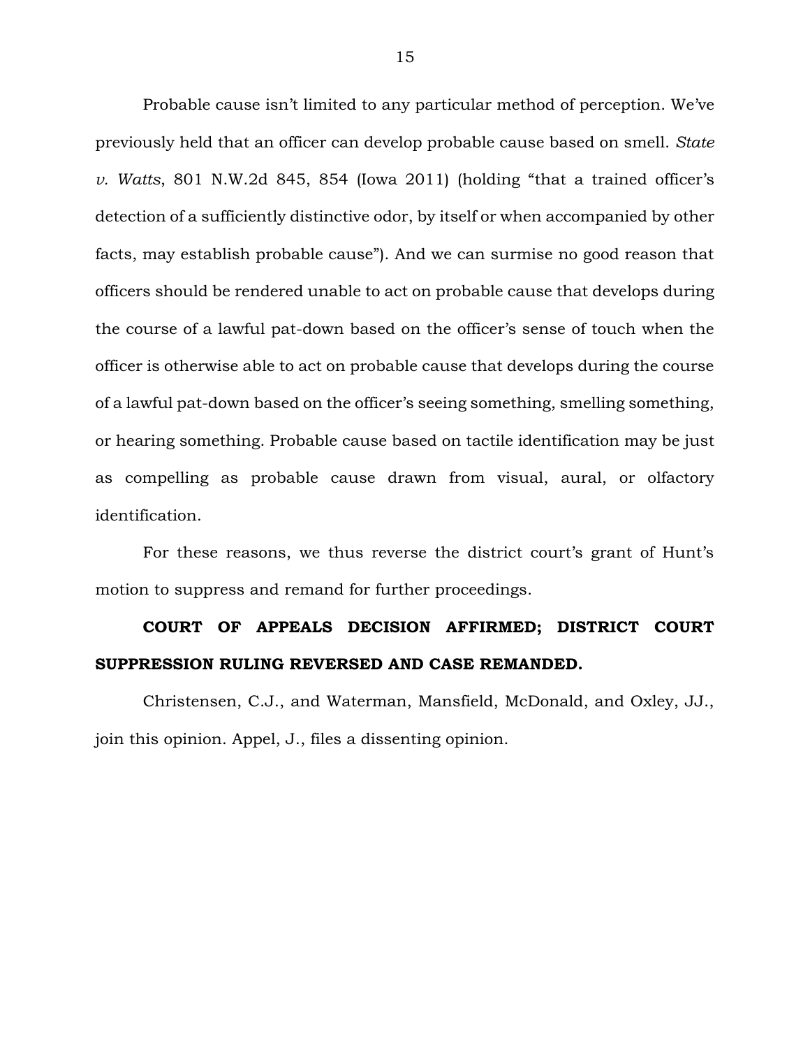Probable cause isn't limited to any particular method of perception. We've previously held that an officer can develop probable cause based on smell. *State v. Watts*, 801 N.W.2d 845, 854 (Iowa 2011) (holding "that a trained officer's detection of a sufficiently distinctive odor, by itself or when accompanied by other facts, may establish probable cause"). And we can surmise no good reason that officers should be rendered unable to act on probable cause that develops during the course of a lawful pat-down based on the officer's sense of touch when the officer is otherwise able to act on probable cause that develops during the course of a lawful pat-down based on the officer's seeing something, smelling something, or hearing something. Probable cause based on tactile identification may be just as compelling as probable cause drawn from visual, aural, or olfactory identification.

For these reasons, we thus reverse the district court's grant of Hunt's motion to suppress and remand for further proceedings.

**COURT OF APPEALS DECISION AFFIRMED; DISTRICT COURT SUPPRESSION RULING REVERSED AND CASE REMANDED.**

Christensen, C.J., and Waterman, Mansfield, McDonald, and Oxley, JJ., join this opinion. Appel, J., files a dissenting opinion.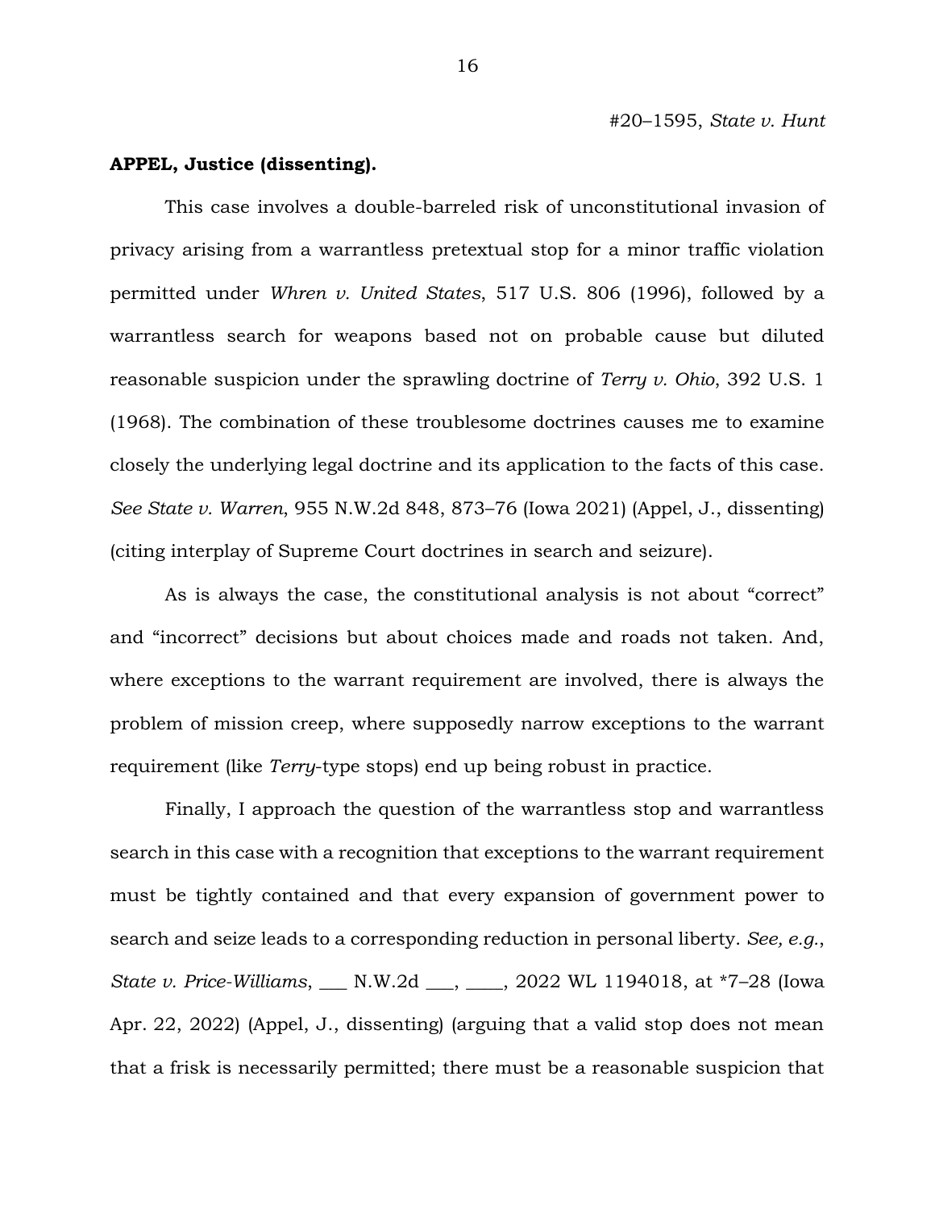#20–1595, *State v. Hunt*

**APPEL, Justice (dissenting).**

This case involves a double-barreled risk of unconstitutional invasion of privacy arising from a warrantless pretextual stop for a minor traffic violation permitted under *Whren v. United States*, 517 U.S. 806 (1996), followed by a warrantless search for weapons based not on probable cause but diluted reasonable suspicion under the sprawling doctrine of *Terry v. Ohio*, 392 U.S. 1 (1968). The combination of these troublesome doctrines causes me to examine closely the underlying legal doctrine and its application to the facts of this case. *See State v. Warren*, 955 N.W.2d 848, 873–76 (Iowa 2021) (Appel, J., dissenting) (citing interplay of Supreme Court doctrines in search and seizure).

As is always the case, the constitutional analysis is not about "correct" and "incorrect" decisions but about choices made and roads not taken. And, where exceptions to the warrant requirement are involved, there is always the problem of mission creep, where supposedly narrow exceptions to the warrant requirement (like *Terry*-type stops) end up being robust in practice.

Finally, I approach the question of the warrantless stop and warrantless search in this case with a recognition that exceptions to the warrant requirement must be tightly contained and that every expansion of government power to search and seize leads to a corresponding reduction in personal liberty. *See, e.g.*, *State v. Price-Williams*, ___ N.W.2d ___, ____, 2022 WL 1194018, at *7–28 (Iowa Apr. 22, 2022) (Appel, J., dissenting) (arguing that a valid stop does not mean that a frisk is necessarily permitted; there must be a reasonable suspicion that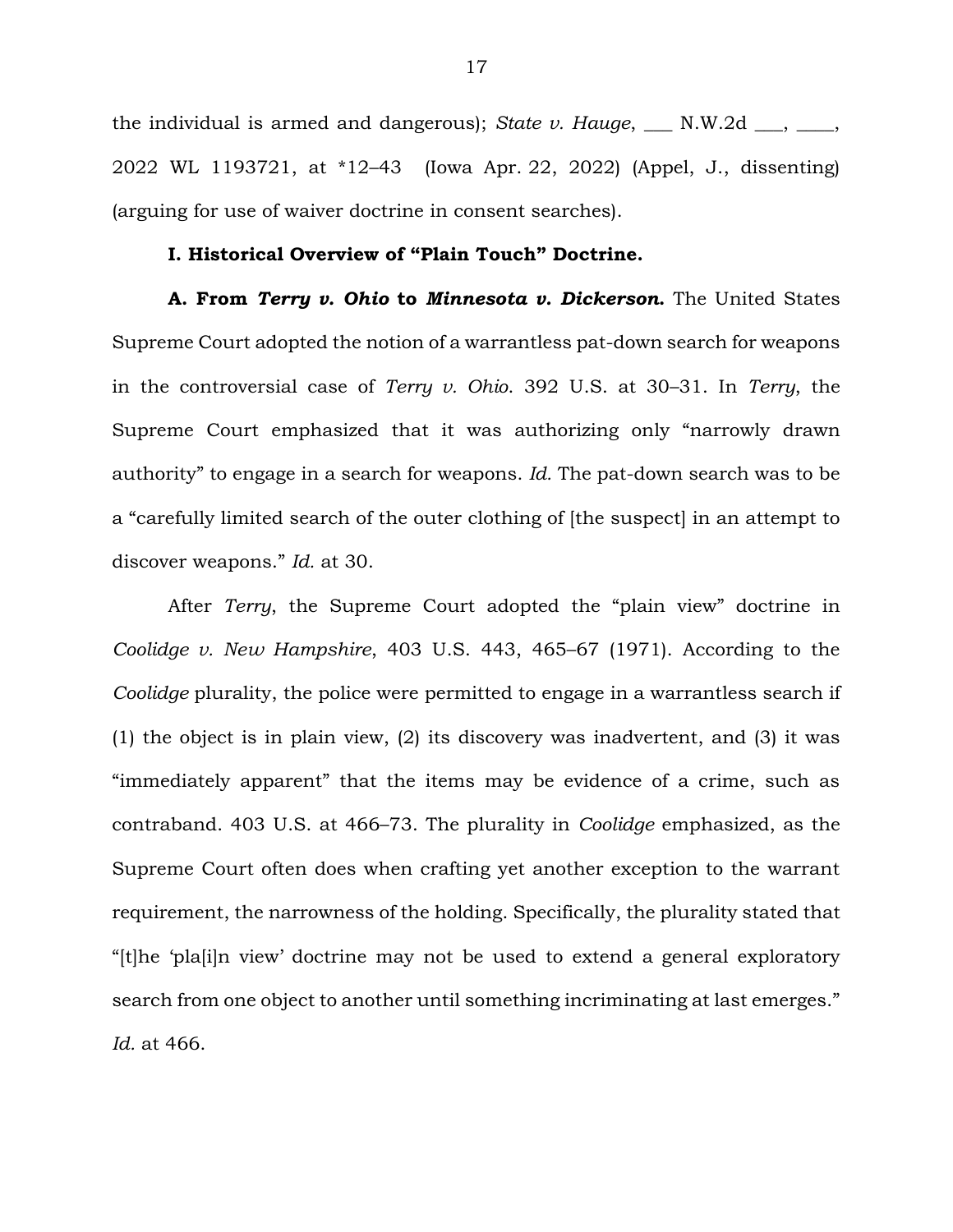the individual is armed and dangerous); *State v. Hauge*, ___ N.W.2d ___, ____, 2022 WL 1193721, at *12–43 (Iowa Apr. 22, 2022) (Appel, J., dissenting) (arguing for use of waiver doctrine in consent searches).

**I. Historical Overview of "Plain Touch" Doctrine.**

**A. From *Terry v. Ohio* to *Minnesota v. Dickerson*.** The United States Supreme Court adopted the notion of a warrantless pat-down search for weapons in the controversial case of *Terry v. Ohio*. 392 U.S. at 30–31. In *Terry*, the Supreme Court emphasized that it was authorizing only "narrowly drawn authority" to engage in a search for weapons. *Id.* The pat-down search was to be a "carefully limited search of the outer clothing of [the suspect] in an attempt to discover weapons." *Id.* at 30.

After *Terry*, the Supreme Court adopted the "plain view" doctrine in *Coolidge v. New Hampshire*, 403 U.S. 443, 465–67 (1971). According to the *Coolidge* plurality, the police were permitted to engage in a warrantless search if (1) the object is in plain view, (2) its discovery was inadvertent, and (3) it was "immediately apparent" that the items may be evidence of a crime, such as contraband. 403 U.S. at 466–73. The plurality in *Coolidge* emphasized, as the Supreme Court often does when crafting yet another exception to the warrant requirement, the narrowness of the holding. Specifically, the plurality stated that "[t]he 'pla[i]n view' doctrine may not be used to extend a general exploratory search from one object to another until something incriminating at last emerges." *Id.* at 466.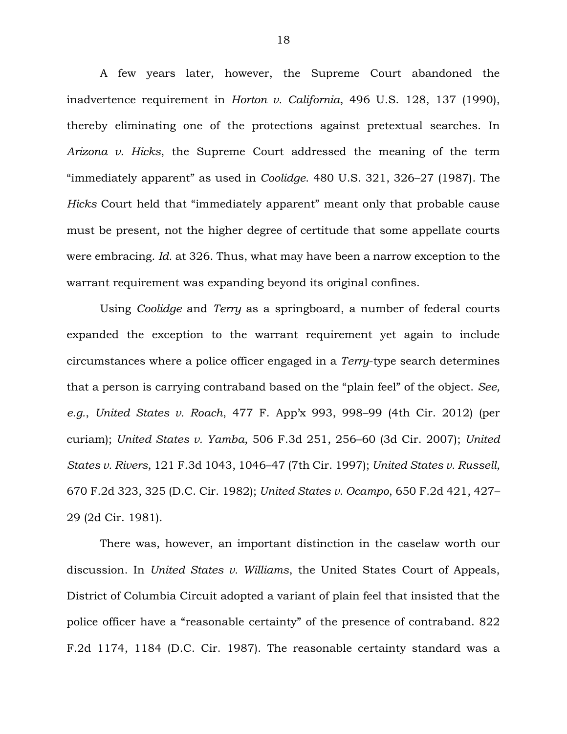A few years later, however, the Supreme Court abandoned the inadvertence requirement in *Horton v. California*, 496 U.S. 128, 137 (1990), thereby eliminating one of the protections against pretextual searches. In *Arizona v. Hicks*, the Supreme Court addressed the meaning of the term "immediately apparent" as used in *Coolidge*. 480 U.S. 321, 326–27 (1987). The *Hicks* Court held that "immediately apparent" meant only that probable cause must be present, not the higher degree of certitude that some appellate courts were embracing. *Id.* at 326. Thus, what may have been a narrow exception to the warrant requirement was expanding beyond its original confines.

Using *Coolidge* and *Terry* as a springboard, a number of federal courts expanded the exception to the warrant requirement yet again to include circumstances where a police officer engaged in a *Terry*-type search determines that a person is carrying contraband based on the "plain feel" of the object. *See, e.g.*, *United States v. Roach*, 477 F. App'x 993, 998–99 (4th Cir. 2012) (per curiam); *United States v. Yamba*, 506 F.3d 251, 256–60 (3d Cir. 2007); *United States v. Rivers*, 121 F.3d 1043, 1046–47 (7th Cir. 1997); *United States v. Russell*, 670 F.2d 323, 325 (D.C. Cir. 1982); *United States v. Ocampo*, 650 F.2d 421, 427–29 (2d Cir. 1981).

There was, however, an important distinction in the caselaw worth our discussion. In *United States v. Williams*, the United States Court of Appeals, District of Columbia Circuit adopted a variant of plain feel that insisted that the police officer have a "reasonable certainty" of the presence of contraband. 822 F.2d 1174, 1184 (D.C. Cir. 1987). The reasonable certainty standard was a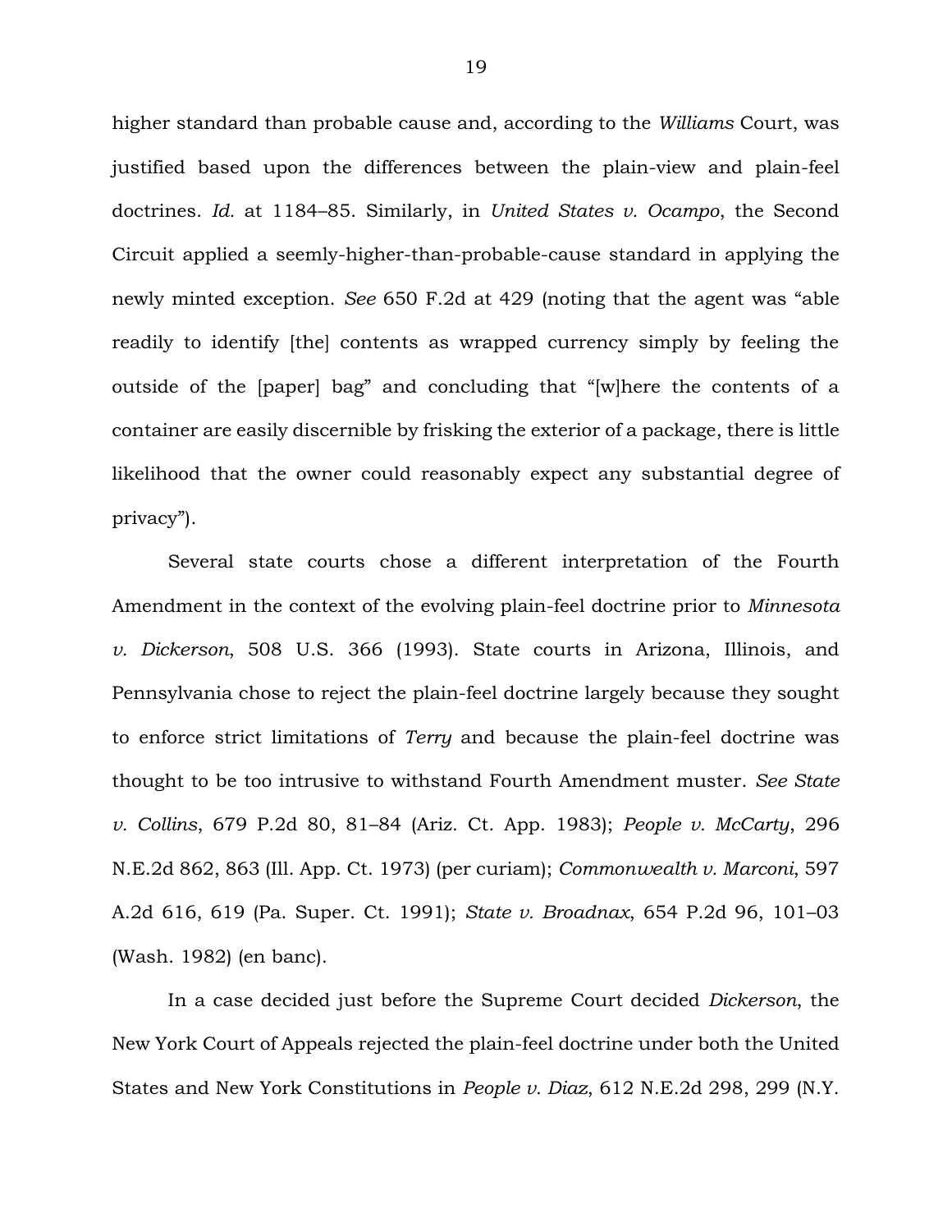higher standard than probable cause and, according to the *Williams* Court, was justified based upon the differences between the plain-view and plain-feel doctrines. *Id.* at 1184–85. Similarly, in *United States v. Ocampo*, the Second Circuit applied a seemly-higher-than-probable-cause standard in applying the newly minted exception. *See* 650 F.2d at 429 (noting that the agent was "able readily to identify [the] contents as wrapped currency simply by feeling the outside of the [paper] bag" and concluding that "[w]here the contents of a container are easily discernible by frisking the exterior of a package, there is little likelihood that the owner could reasonably expect any substantial degree of privacy").

Several state courts chose a different interpretation of the Fourth Amendment in the context of the evolving plain-feel doctrine prior to *Minnesota v. Dickerson*, 508 U.S. 366 (1993). State courts in Arizona, Illinois, and Pennsylvania chose to reject the plain-feel doctrine largely because they sought to enforce strict limitations of *Terry* and because the plain-feel doctrine was thought to be too intrusive to withstand Fourth Amendment muster. *See State v. Collins*, 679 P.2d 80, 81–84 (Ariz. Ct. App. 1983); *People v. McCarty*, 296 N.E.2d 862, 863 (Ill. App. Ct. 1973) (per curiam); *Commonwealth v. Marconi*, 597 A.2d 616, 619 (Pa. Super. Ct. 1991); *State v. Broadnax*, 654 P.2d 96, 101–03 (Wash. 1982) (en banc).

In a case decided just before the Supreme Court decided *Dickerson*, the New York Court of Appeals rejected the plain-feel doctrine under both the United States and New York Constitutions in *People v. Diaz*, 612 N.E.2d 298, 299 (N.Y.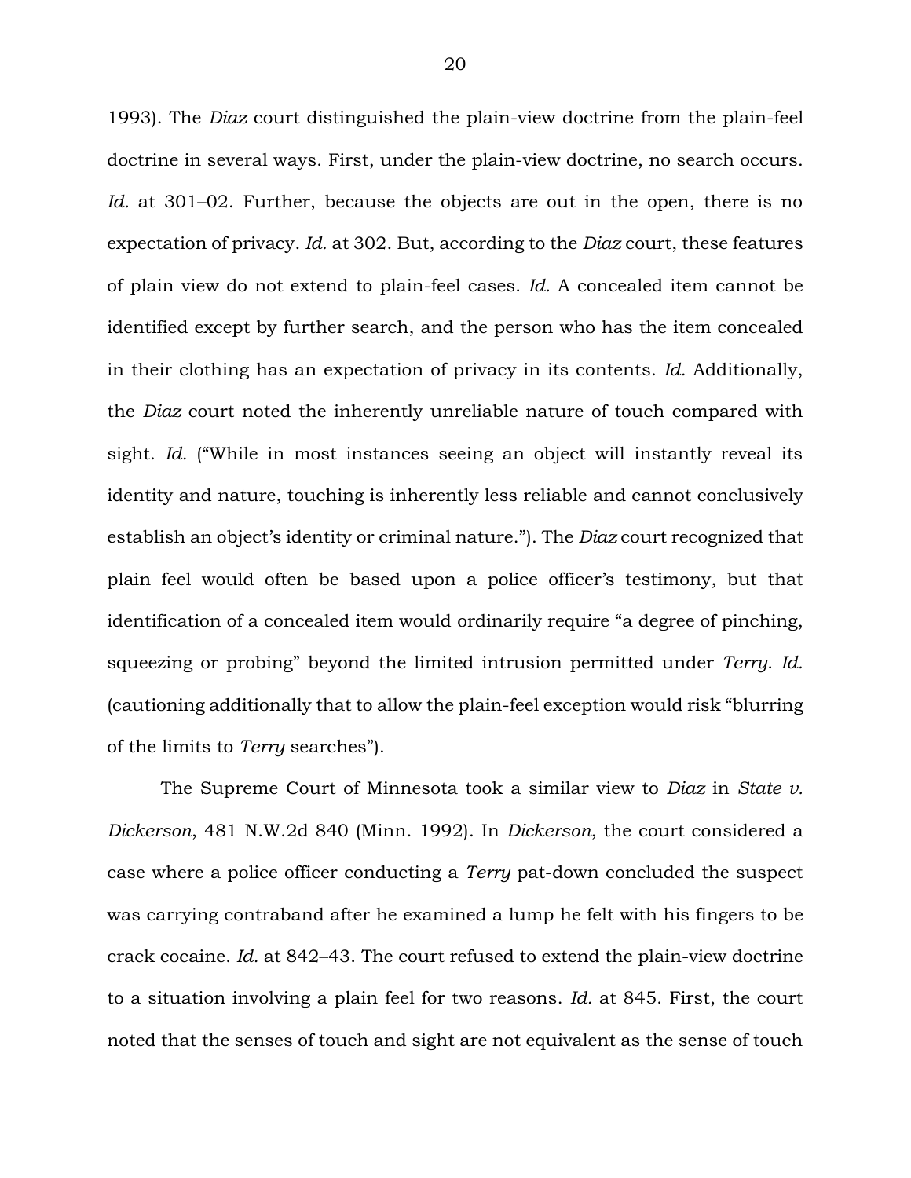1993). The *Diaz* court distinguished the plain-view doctrine from the plain-feel doctrine in several ways. First, under the plain-view doctrine, no search occurs. *Id.* at 301–02. Further, because the objects are out in the open, there is no expectation of privacy. *Id.* at 302. But, according to the *Diaz* court, these features of plain view do not extend to plain-feel cases. *Id.* A concealed item cannot be identified except by further search, and the person who has the item concealed in their clothing has an expectation of privacy in its contents. *Id.* Additionally, the *Diaz* court noted the inherently unreliable nature of touch compared with sight. *Id.* ("While in most instances seeing an object will instantly reveal its identity and nature, touching is inherently less reliable and cannot conclusively establish an object's identity or criminal nature."). The *Diaz* court recognized that plain feel would often be based upon a police officer's testimony, but that identification of a concealed item would ordinarily require "a degree of pinching, squeezing or probing" beyond the limited intrusion permitted under *Terry*. *Id.* (cautioning additionally that to allow the plain-feel exception would risk "blurring of the limits to *Terry* searches").

The Supreme Court of Minnesota took a similar view to *Diaz* in *State v. Dickerson*, 481 N.W.2d 840 (Minn. 1992). In *Dickerson*, the court considered a case where a police officer conducting a *Terry* pat-down concluded the suspect was carrying contraband after he examined a lump he felt with his fingers to be crack cocaine. *Id.* at 842–43. The court refused to extend the plain-view doctrine to a situation involving a plain feel for two reasons. *Id.* at 845. First, the court noted that the senses of touch and sight are not equivalent as the sense of touch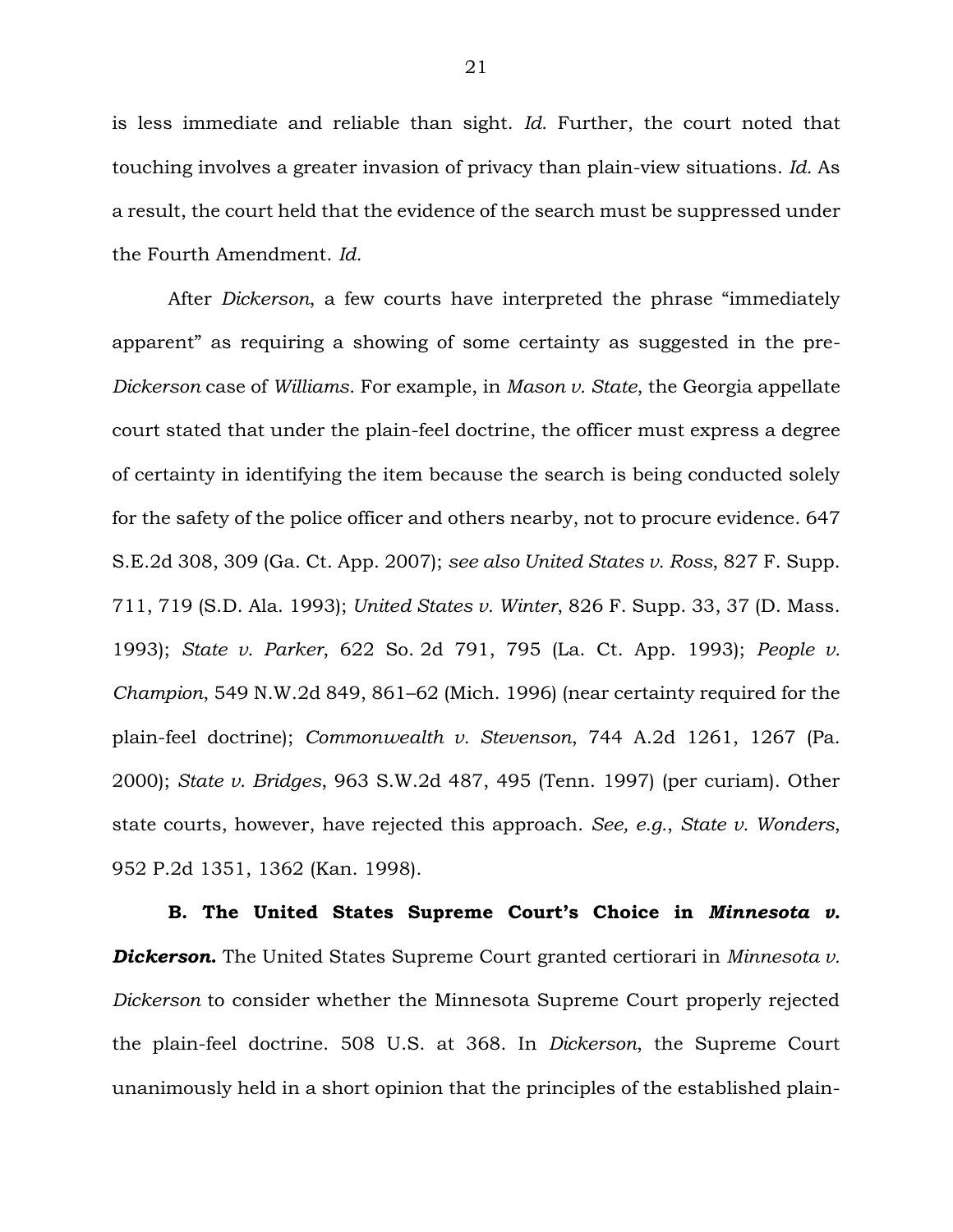is less immediate and reliable than sight. *Id.* Further, the court noted that touching involves a greater invasion of privacy than plain-view situations. *Id.* As a result, the court held that the evidence of the search must be suppressed under the Fourth Amendment. *Id.*

After *Dickerson*, a few courts have interpreted the phrase "immediately apparent" as requiring a showing of some certainty as suggested in the pre-*Dickerson* case of *Williams*. For example, in *Mason v. State*, the Georgia appellate court stated that under the plain-feel doctrine, the officer must express a degree of certainty in identifying the item because the search is being conducted solely for the safety of the police officer and others nearby, not to procure evidence. 647 S.E.2d 308, 309 (Ga. Ct. App. 2007); *see also United States v. Ross*, 827 F. Supp. 711, 719 (S.D. Ala. 1993); *United States v. Winter*, 826 F. Supp. 33, 37 (D. Mass. 1993); *State v. Parker*, 622 So. 2d 791, 795 (La. Ct. App. 1993); *People v. Champion*, 549 N.W.2d 849, 861–62 (Mich. 1996) (near certainty required for the plain-feel doctrine); *Commonwealth v. Stevenson*, 744 A.2d 1261, 1267 (Pa. 2000); *State v. Bridges*, 963 S.W.2d 487, 495 (Tenn. 1997) (per curiam). Other state courts, however, have rejected this approach. *See, e.g.*, *State v. Wonders*, 952 P.2d 1351, 1362 (Kan. 1998).

**B. The United States Supreme Court's Choice in *Minnesota v. Dickerson*.** The United States Supreme Court granted certiorari in *Minnesota v. Dickerson* to consider whether the Minnesota Supreme Court properly rejected the plain-feel doctrine. 508 U.S. at 368. In *Dickerson*, the Supreme Court unanimously held in a short opinion that the principles of the established plain-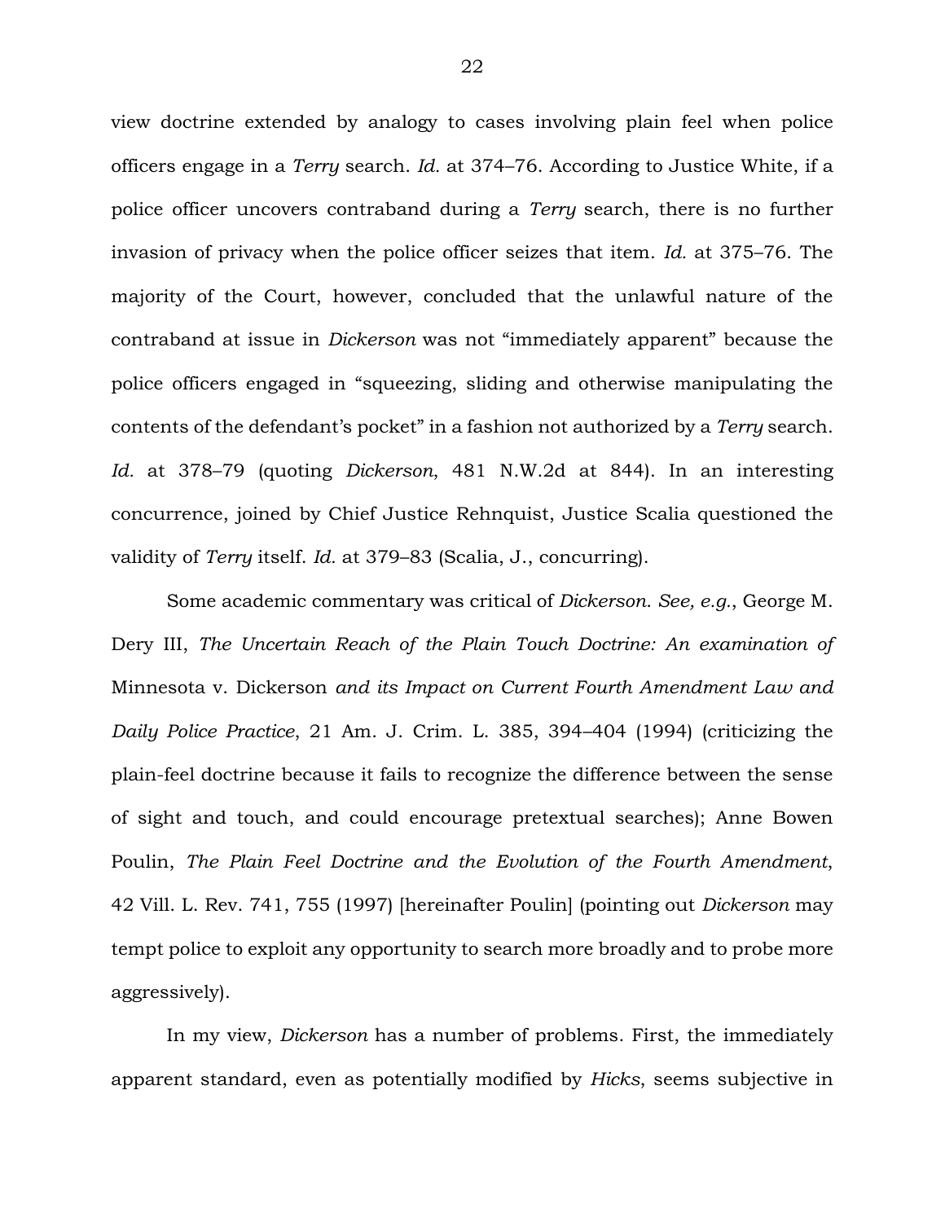view doctrine extended by analogy to cases involving plain feel when police officers engage in a *Terry* search. *Id.* at 374–76. According to Justice White, if a police officer uncovers contraband during a *Terry* search, there is no further invasion of privacy when the police officer seizes that item. *Id.* at 375–76. The majority of the Court, however, concluded that the unlawful nature of the contraband at issue in *Dickerson* was not "immediately apparent" because the police officers engaged in "squeezing, sliding and otherwise manipulating the contents of the defendant's pocket" in a fashion not authorized by a *Terry* search. *Id.* at 378–79 (quoting *Dickerson*, 481 N.W.2d at 844). In an interesting concurrence, joined by Chief Justice Rehnquist, Justice Scalia questioned the validity of *Terry* itself. *Id.* at 379–83 (Scalia, J., concurring).

Some academic commentary was critical of *Dickerson*. *See, e.g.*, George M. Dery III, *The Uncertain Reach of the Plain Touch Doctrine: An examination of* Minnesota v. Dickerson *and its Impact on Current Fourth Amendment Law and Daily Police Practice*, 21 Am. J. Crim. L. 385, 394–404 (1994) (criticizing the plain-feel doctrine because it fails to recognize the difference between the sense of sight and touch, and could encourage pretextual searches); Anne Bowen Poulin, *The Plain Feel Doctrine and the Evolution of the Fourth Amendment*, 42 Vill. L. Rev. 741, 755 (1997) [hereinafter Poulin] (pointing out *Dickerson* may tempt police to exploit any opportunity to search more broadly and to probe more aggressively).

In my view, *Dickerson* has a number of problems. First, the immediately apparent standard, even as potentially modified by *Hicks*, seems subjective in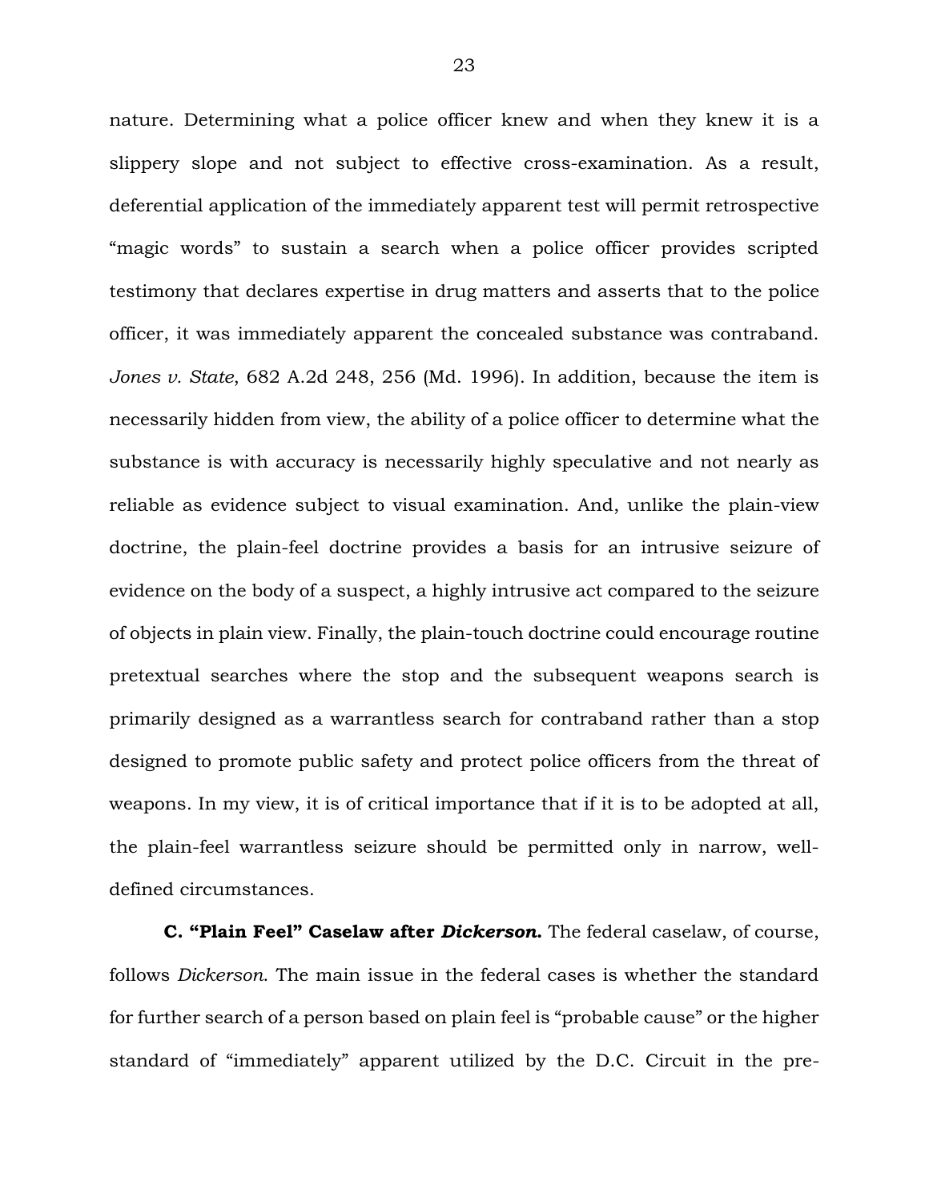nature. Determining what a police officer knew and when they knew it is a slippery slope and not subject to effective cross-examination. As a result, deferential application of the immediately apparent test will permit retrospective "magic words" to sustain a search when a police officer provides scripted testimony that declares expertise in drug matters and asserts that to the police officer, it was immediately apparent the concealed substance was contraband. *Jones v. State*, 682 A.2d 248, 256 (Md. 1996). In addition, because the item is necessarily hidden from view, the ability of a police officer to determine what the substance is with accuracy is necessarily highly speculative and not nearly as reliable as evidence subject to visual examination. And, unlike the plain-view doctrine, the plain-feel doctrine provides a basis for an intrusive seizure of evidence on the body of a suspect, a highly intrusive act compared to the seizure of objects in plain view. Finally, the plain-touch doctrine could encourage routine pretextual searches where the stop and the subsequent weapons search is primarily designed as a warrantless search for contraband rather than a stop designed to promote public safety and protect police officers from the threat of weapons. In my view, it is of critical importance that if it is to be adopted at all, the plain-feel warrantless seizure should be permitted only in narrow, well-defined circumstances.

**C. "Plain Feel" Caselaw after *Dickerson*.** The federal caselaw, of course, follows *Dickerson*. The main issue in the federal cases is whether the standard for further search of a person based on plain feel is "probable cause" or the higher standard of "immediately" apparent utilized by the D.C. Circuit in the pre-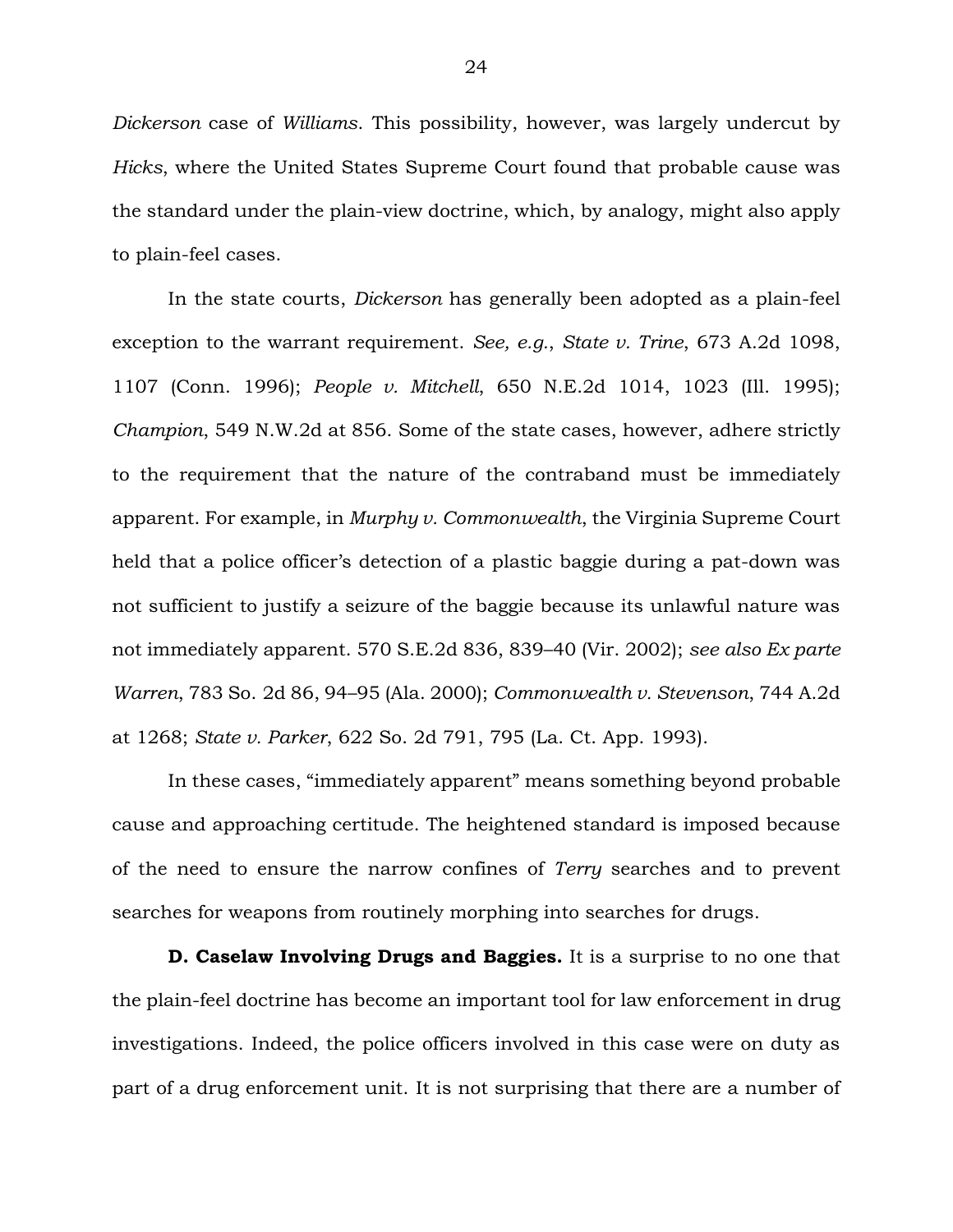*Dickerson* case of *Williams*. This possibility, however, was largely undercut by *Hicks*, where the United States Supreme Court found that probable cause was the standard under the plain-view doctrine, which, by analogy, might also apply to plain-feel cases.

In the state courts, *Dickerson* has generally been adopted as a plain-feel exception to the warrant requirement. *See, e.g.*, *State v. Trine*, 673 A.2d 1098, 1107 (Conn. 1996); *People v. Mitchell*, 650 N.E.2d 1014, 1023 (Ill. 1995); *Champion*, 549 N.W.2d at 856. Some of the state cases, however, adhere strictly to the requirement that the nature of the contraband must be immediately apparent. For example, in *Murphy v. Commonwealth*, the Virginia Supreme Court held that a police officer's detection of a plastic baggie during a pat-down was not sufficient to justify a seizure of the baggie because its unlawful nature was not immediately apparent. 570 S.E.2d 836, 839–40 (Vir. 2002); *see also Ex parte Warren*, 783 So. 2d 86, 94–95 (Ala. 2000); *Commonwealth v. Stevenson*, 744 A.2d at 1268; *State v. Parker*, 622 So. 2d 791, 795 (La. Ct. App. 1993).

In these cases, "immediately apparent" means something beyond probable cause and approaching certitude. The heightened standard is imposed because of the need to ensure the narrow confines of *Terry* searches and to prevent searches for weapons from routinely morphing into searches for drugs.

**D. Caselaw Involving Drugs and Baggies.** It is a surprise to no one that the plain-feel doctrine has become an important tool for law enforcement in drug investigations. Indeed, the police officers involved in this case were on duty as part of a drug enforcement unit. It is not surprising that there are a number of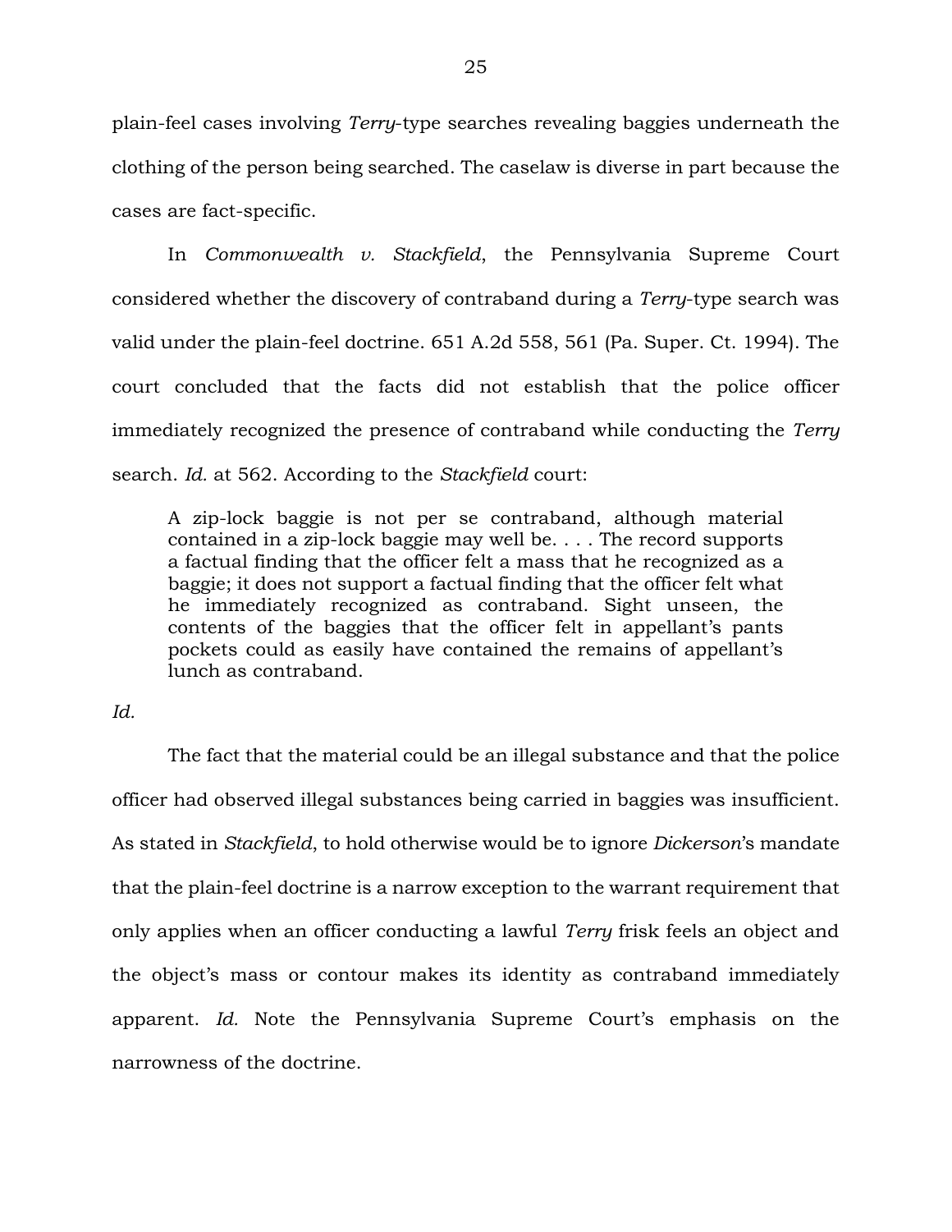plain-feel cases involving *Terry*-type searches revealing baggies underneath the clothing of the person being searched. The caselaw is diverse in part because the cases are fact-specific.

In *Commonwealth v. Stackfield*, the Pennsylvania Supreme Court considered whether the discovery of contraband during a *Terry*-type search was valid under the plain-feel doctrine. 651 A.2d 558, 561 (Pa. Super. Ct. 1994). The court concluded that the facts did not establish that the police officer immediately recognized the presence of contraband while conducting the *Terry* search. *Id.* at 562. According to the *Stackfield* court:

> A zip-lock baggie is not per se contraband, although material contained in a zip-lock baggie may well be. . . . The record supports a factual finding that the officer felt a mass that he recognized as a baggie; it does not support a factual finding that the officer felt what he immediately recognized as contraband. Sight unseen, the contents of the baggies that the officer felt in appellant's pants pockets could as easily have contained the remains of appellant's lunch as contraband.

*Id.*

The fact that the material could be an illegal substance and that the police officer had observed illegal substances being carried in baggies was insufficient. As stated in *Stackfield*, to hold otherwise would be to ignore *Dickerson*'s mandate that the plain-feel doctrine is a narrow exception to the warrant requirement that only applies when an officer conducting a lawful *Terry* frisk feels an object and the object's mass or contour makes its identity as contraband immediately apparent. *Id.* Note the Pennsylvania Supreme Court's emphasis on the narrowness of the doctrine.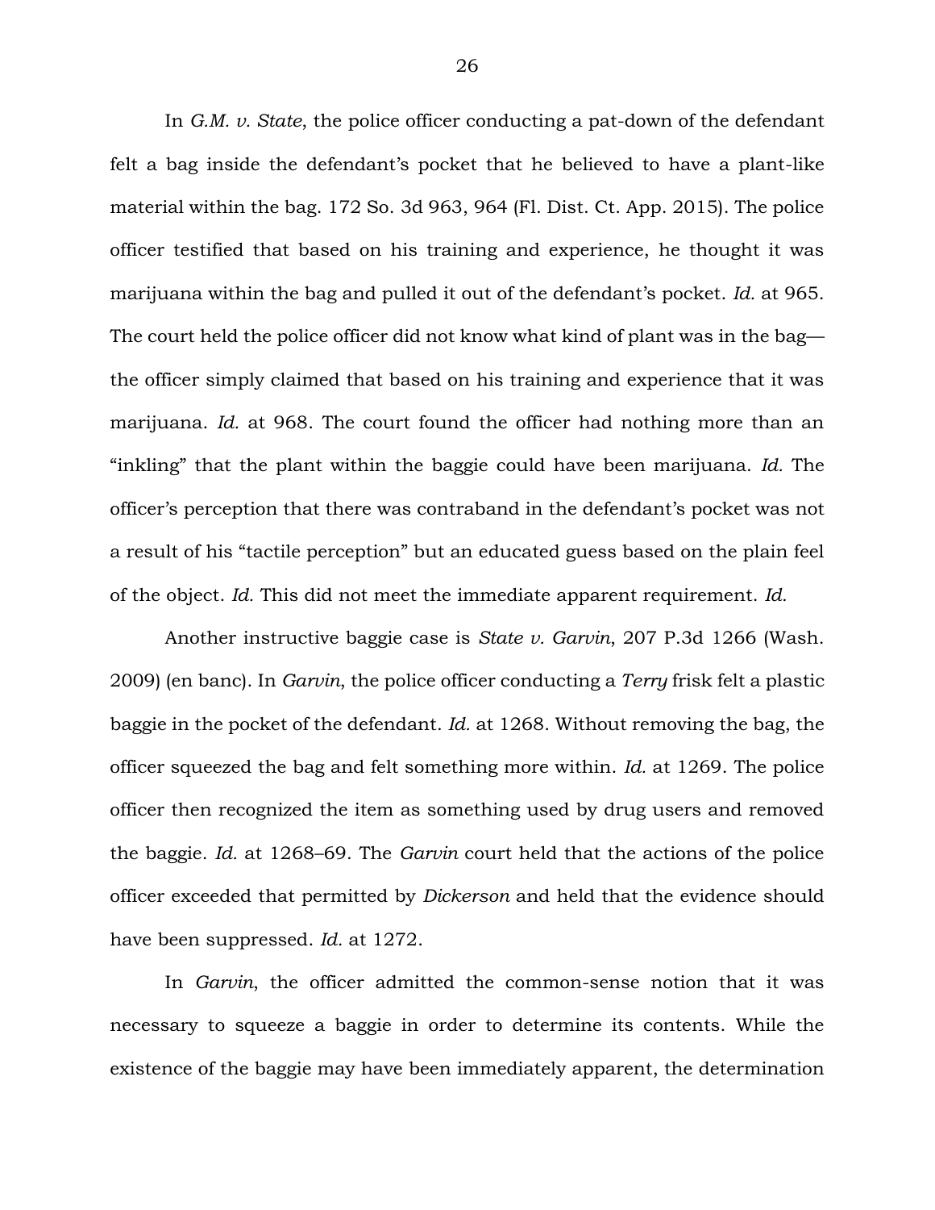In *G.M. v. State*, the police officer conducting a pat-down of the defendant felt a bag inside the defendant's pocket that he believed to have a plant-like material within the bag. 172 So. 3d 963, 964 (Fl. Dist. Ct. App. 2015). The police officer testified that based on his training and experience, he thought it was marijuana within the bag and pulled it out of the defendant's pocket. *Id.* at 965. The court held the police officer did not know what kind of plant was in the bag—the officer simply claimed that based on his training and experience that it was marijuana. *Id.* at 968. The court found the officer had nothing more than an "inkling" that the plant within the baggie could have been marijuana. *Id.* The officer's perception that there was contraband in the defendant's pocket was not a result of his "tactile perception" but an educated guess based on the plain feel of the object. *Id.* This did not meet the immediate apparent requirement. *Id.*

Another instructive baggie case is *State v. Garvin*, 207 P.3d 1266 (Wash. 2009) (en banc). In *Garvin*, the police officer conducting a *Terry* frisk felt a plastic baggie in the pocket of the defendant. *Id.* at 1268. Without removing the bag, the officer squeezed the bag and felt something more within. *Id.* at 1269. The police officer then recognized the item as something used by drug users and removed the baggie. *Id.* at 1268–69. The *Garvin* court held that the actions of the police officer exceeded that permitted by *Dickerson* and held that the evidence should have been suppressed. *Id.* at 1272.

In *Garvin*, the officer admitted the common-sense notion that it was necessary to squeeze a baggie in order to determine its contents. While the existence of the baggie may have been immediately apparent, the determination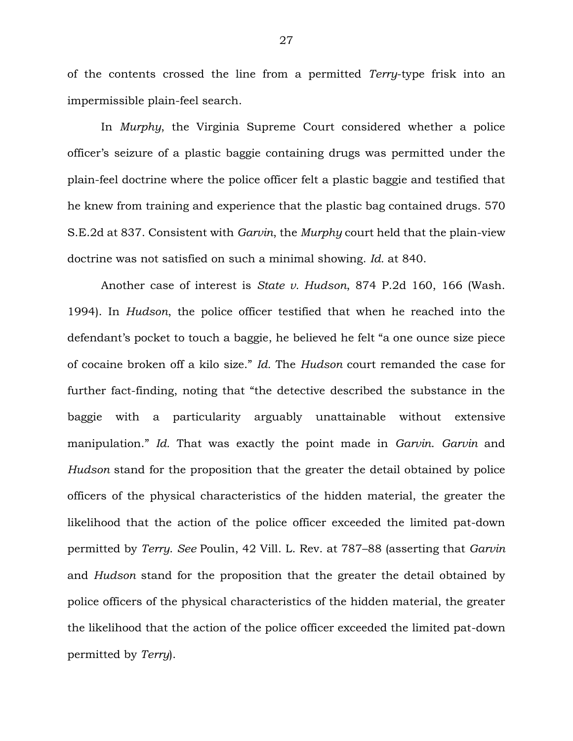of the contents crossed the line from a permitted *Terry*-type frisk into an impermissible plain-feel search.

In *Murphy*, the Virginia Supreme Court considered whether a police officer's seizure of a plastic baggie containing drugs was permitted under the plain-feel doctrine where the police officer felt a plastic baggie and testified that he knew from training and experience that the plastic bag contained drugs. 570 S.E.2d at 837. Consistent with *Garvin*, the *Murphy* court held that the plain-view doctrine was not satisfied on such a minimal showing. *Id.* at 840.

Another case of interest is *State v. Hudson*, 874 P.2d 160, 166 (Wash. 1994). In *Hudson*, the police officer testified that when he reached into the defendant's pocket to touch a baggie, he believed he felt "a one ounce size piece of cocaine broken off a kilo size." *Id.* The *Hudson* court remanded the case for further fact-finding, noting that "the detective described the substance in the baggie with a particularity arguably unattainable without extensive manipulation." *Id.* That was exactly the point made in *Garvin*. *Garvin* and *Hudson* stand for the proposition that the greater the detail obtained by police officers of the physical characteristics of the hidden material, the greater the likelihood that the action of the police officer exceeded the limited pat-down permitted by *Terry*. *See* Poulin, 42 Vill. L. Rev. at 787–88 (asserting that *Garvin* and *Hudson* stand for the proposition that the greater the detail obtained by police officers of the physical characteristics of the hidden material, the greater the likelihood that the action of the police officer exceeded the limited pat-down permitted by *Terry*).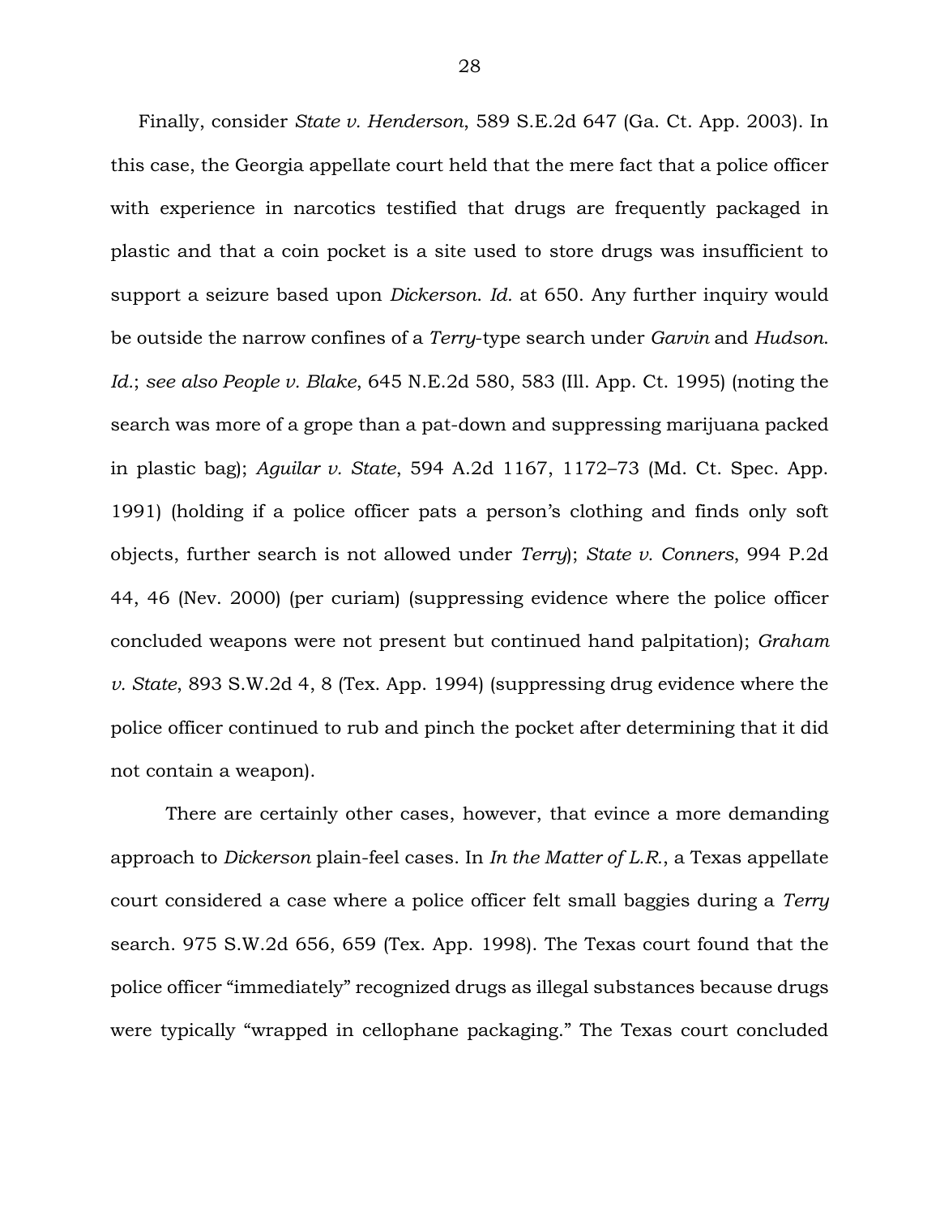Finally, consider *State v. Henderson*, 589 S.E.2d 647 (Ga. Ct. App. 2003). In this case, the Georgia appellate court held that the mere fact that a police officer with experience in narcotics testified that drugs are frequently packaged in plastic and that a coin pocket is a site used to store drugs was insufficient to support a seizure based upon *Dickerson*. *Id.* at 650. Any further inquiry would be outside the narrow confines of a *Terry*-type search under *Garvin* and *Hudson*. *Id.*; *see also People v. Blake*, 645 N.E.2d 580, 583 (Ill. App. Ct. 1995) (noting the search was more of a grope than a pat-down and suppressing marijuana packed in plastic bag); *Aguilar v. State*, 594 A.2d 1167, 1172–73 (Md. Ct. Spec. App. 1991) (holding if a police officer pats a person's clothing and finds only soft objects, further search is not allowed under *Terry*); *State v. Conners*, 994 P.2d 44, 46 (Nev. 2000) (per curiam) (suppressing evidence where the police officer concluded weapons were not present but continued hand palpitation); *Graham v. State*, 893 S.W.2d 4, 8 (Tex. App. 1994) (suppressing drug evidence where the police officer continued to rub and pinch the pocket after determining that it did not contain a weapon).

There are certainly other cases, however, that evince a more demanding approach to *Dickerson* plain-feel cases. In *In the Matter of L.R.*, a Texas appellate court considered a case where a police officer felt small baggies during a *Terry* search. 975 S.W.2d 656, 659 (Tex. App. 1998). The Texas court found that the police officer "immediately" recognized drugs as illegal substances because drugs were typically "wrapped in cellophane packaging." The Texas court concluded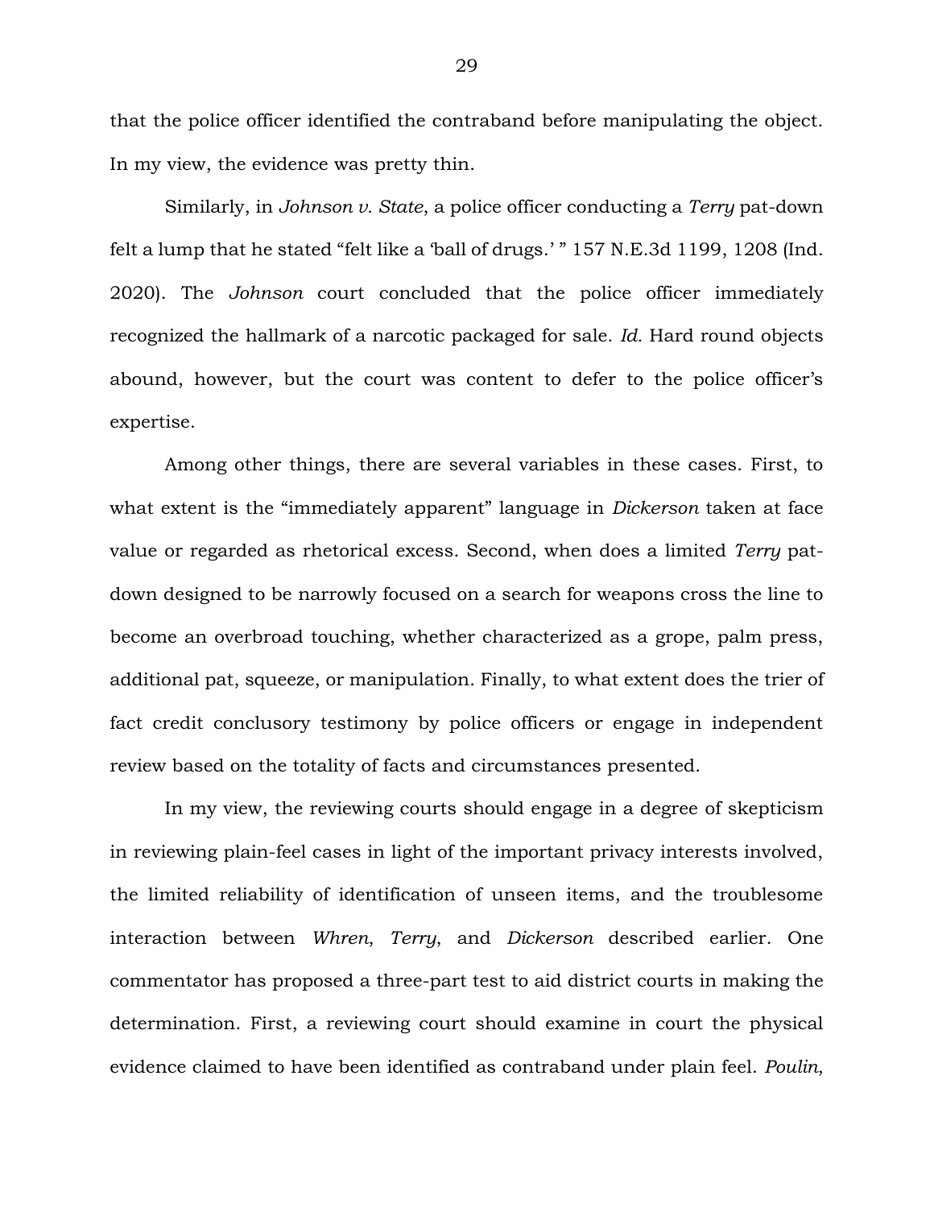that the police officer identified the contraband before manipulating the object. In my view, the evidence was pretty thin.

Similarly, in *Johnson v. State*, a police officer conducting a *Terry* pat-down felt a lump that he stated "felt like a 'ball of drugs.' " 157 N.E.3d 1199, 1208 (Ind. 2020). The *Johnson* court concluded that the police officer immediately recognized the hallmark of a narcotic packaged for sale. *Id.* Hard round objects abound, however, but the court was content to defer to the police officer's expertise.

Among other things, there are several variables in these cases. First, to what extent is the "immediately apparent" language in *Dickerson* taken at face value or regarded as rhetorical excess. Second, when does a limited *Terry* pat-down designed to be narrowly focused on a search for weapons cross the line to become an overbroad touching, whether characterized as a grope, palm press, additional pat, squeeze, or manipulation. Finally, to what extent does the trier of fact credit conclusory testimony by police officers or engage in independent review based on the totality of facts and circumstances presented.

In my view, the reviewing courts should engage in a degree of skepticism in reviewing plain-feel cases in light of the important privacy interests involved, the limited reliability of identification of unseen items, and the troublesome interaction between *Whren*, *Terry*, and *Dickerson* described earlier. One commentator has proposed a three-part test to aid district courts in making the determination. First, a reviewing court should examine in court the physical evidence claimed to have been identified as contraband under plain feel. *Poulin*,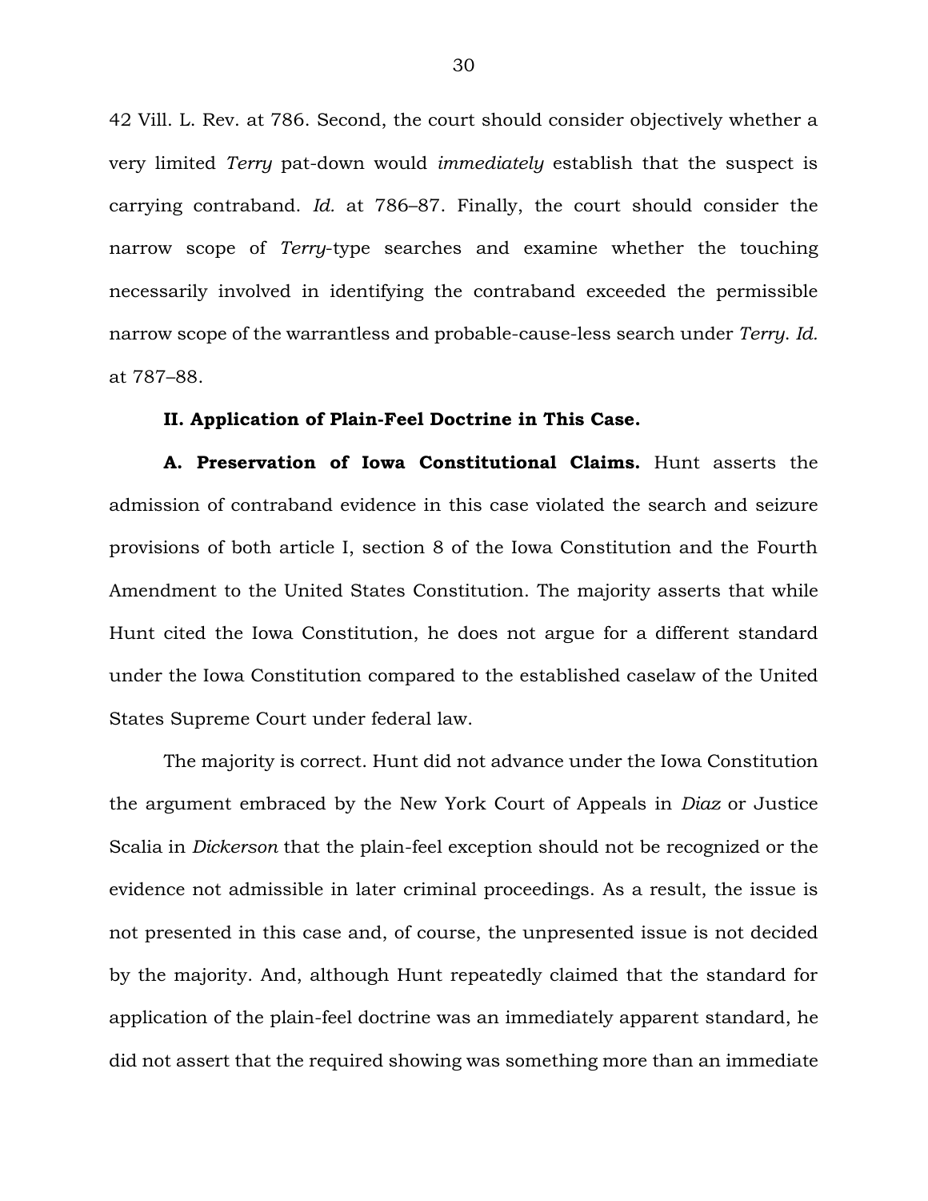42 Vill. L. Rev. at 786. Second, the court should consider objectively whether a very limited *Terry* pat-down would *immediately* establish that the suspect is carrying contraband. *Id.* at 786–87. Finally, the court should consider the narrow scope of *Terry*-type searches and examine whether the touching necessarily involved in identifying the contraband exceeded the permissible narrow scope of the warrantless and probable-cause-less search under *Terry*. *Id.* at 787–88.

**II. Application of Plain-Feel Doctrine in This Case.**

**A. Preservation of Iowa Constitutional Claims.** Hunt asserts the admission of contraband evidence in this case violated the search and seizure provisions of both article I, section 8 of the Iowa Constitution and the Fourth Amendment to the United States Constitution. The majority asserts that while Hunt cited the Iowa Constitution, he does not argue for a different standard under the Iowa Constitution compared to the established caselaw of the United States Supreme Court under federal law.

The majority is correct. Hunt did not advance under the Iowa Constitution the argument embraced by the New York Court of Appeals in *Diaz* or Justice Scalia in *Dickerson* that the plain-feel exception should not be recognized or the evidence not admissible in later criminal proceedings. As a result, the issue is not presented in this case and, of course, the unpresented issue is not decided by the majority. And, although Hunt repeatedly claimed that the standard for application of the plain-feel doctrine was an immediately apparent standard, he did not assert that the required showing was something more than an immediate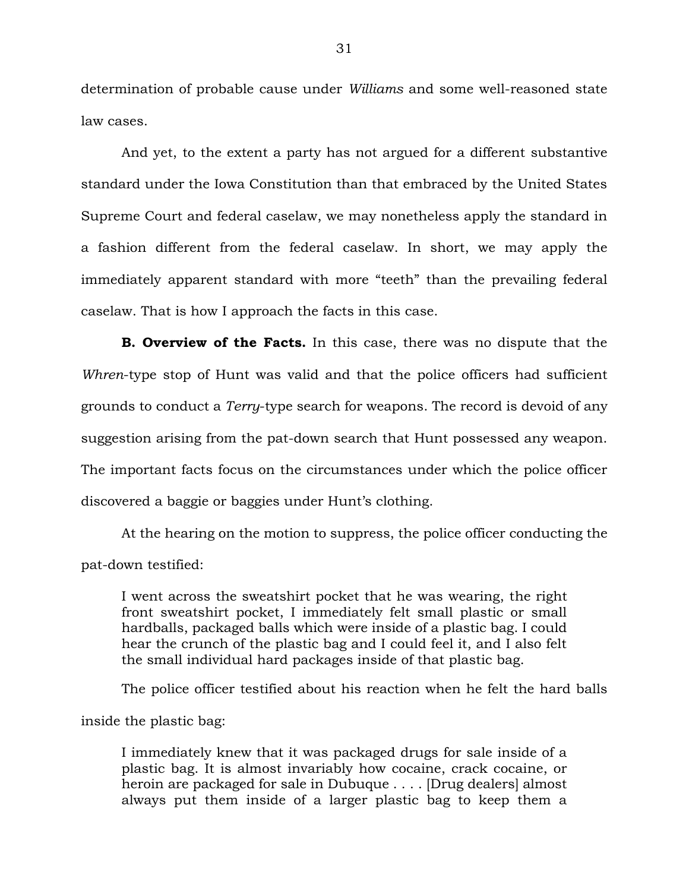determination of probable cause under *Williams* and some well-reasoned state law cases.

And yet, to the extent a party has not argued for a different substantive standard under the Iowa Constitution than that embraced by the United States Supreme Court and federal caselaw, we may nonetheless apply the standard in a fashion different from the federal caselaw. In short, we may apply the immediately apparent standard with more "teeth" than the prevailing federal caselaw. That is how I approach the facts in this case.

**B. Overview of the Facts.** In this case, there was no dispute that the *Whren*-type stop of Hunt was valid and that the police officers had sufficient grounds to conduct a *Terry*-type search for weapons. The record is devoid of any suggestion arising from the pat-down search that Hunt possessed any weapon. The important facts focus on the circumstances under which the police officer discovered a baggie or baggies under Hunt's clothing.

At the hearing on the motion to suppress, the police officer conducting the pat-down testified:

> I went across the sweatshirt pocket that he was wearing, the right front sweatshirt pocket, I immediately felt small plastic or small hardballs, packaged balls which were inside of a plastic bag. I could hear the crunch of the plastic bag and I could feel it, and I also felt the small individual hard packages inside of that plastic bag.

The police officer testified about his reaction when he felt the hard balls inside the plastic bag:

> I immediately knew that it was packaged drugs for sale inside of a plastic bag. It is almost invariably how cocaine, crack cocaine, or heroin are packaged for sale in Dubuque . . . . [Drug dealers] almost always put them inside of a larger plastic bag to keep them a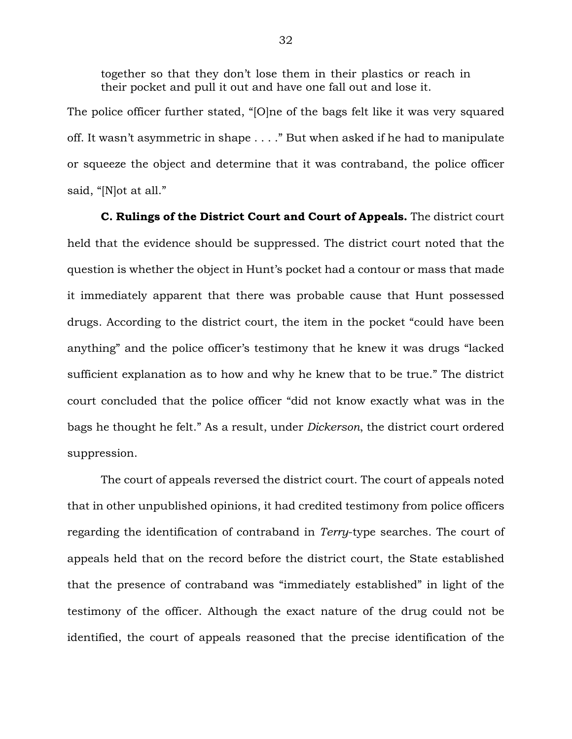> together so that they don't lose them in their plastics or reach in their pocket and pull it out and have one fall out and lose it.

The police officer further stated, "[O]ne of the bags felt like it was very squared off. It wasn't asymmetric in shape . . . ." But when asked if he had to manipulate or squeeze the object and determine that it was contraband, the police officer said, "[N]ot at all."

**C. Rulings of the District Court and Court of Appeals.** The district court held that the evidence should be suppressed. The district court noted that the question is whether the object in Hunt's pocket had a contour or mass that made it immediately apparent that there was probable cause that Hunt possessed drugs. According to the district court, the item in the pocket "could have been anything" and the police officer's testimony that he knew it was drugs "lacked sufficient explanation as to how and why he knew that to be true." The district court concluded that the police officer "did not know exactly what was in the bags he thought he felt." As a result, under *Dickerson*, the district court ordered suppression.

The court of appeals reversed the district court. The court of appeals noted that in other unpublished opinions, it had credited testimony from police officers regarding the identification of contraband in *Terry*-type searches. The court of appeals held that on the record before the district court, the State established that the presence of contraband was "immediately established" in light of the testimony of the officer. Although the exact nature of the drug could not be identified, the court of appeals reasoned that the precise identification of the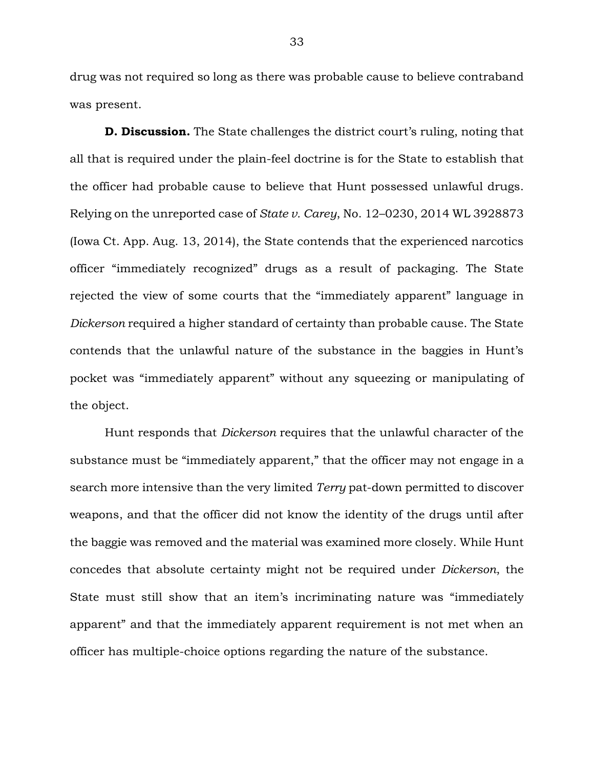drug was not required so long as there was probable cause to believe contraband was present.

**D. Discussion.** The State challenges the district court's ruling, noting that all that is required under the plain-feel doctrine is for the State to establish that the officer had probable cause to believe that Hunt possessed unlawful drugs. Relying on the unreported case of *State v. Carey*, No. 12–0230, 2014 WL 3928873 (Iowa Ct. App. Aug. 13, 2014), the State contends that the experienced narcotics officer "immediately recognized" drugs as a result of packaging. The State rejected the view of some courts that the "immediately apparent" language in *Dickerson* required a higher standard of certainty than probable cause. The State contends that the unlawful nature of the substance in the baggies in Hunt's pocket was "immediately apparent" without any squeezing or manipulating of the object.

Hunt responds that *Dickerson* requires that the unlawful character of the substance must be "immediately apparent," that the officer may not engage in a search more intensive than the very limited *Terry* pat-down permitted to discover weapons, and that the officer did not know the identity of the drugs until after the baggie was removed and the material was examined more closely. While Hunt concedes that absolute certainty might not be required under *Dickerson*, the State must still show that an item's incriminating nature was "immediately apparent" and that the immediately apparent requirement is not met when an officer has multiple-choice options regarding the nature of the substance.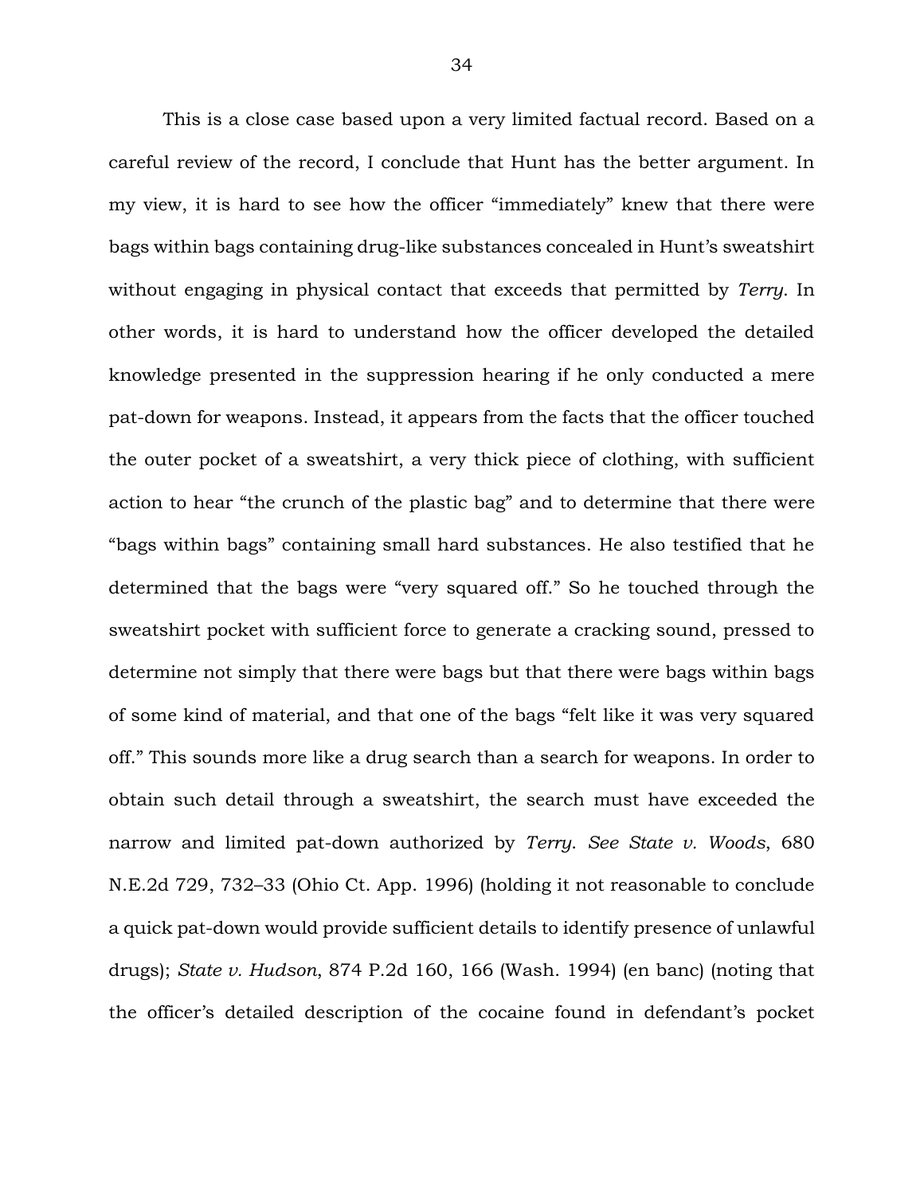This is a close case based upon a very limited factual record. Based on a careful review of the record, I conclude that Hunt has the better argument. In my view, it is hard to see how the officer "immediately" knew that there were bags within bags containing drug-like substances concealed in Hunt's sweatshirt without engaging in physical contact that exceeds that permitted by *Terry*. In other words, it is hard to understand how the officer developed the detailed knowledge presented in the suppression hearing if he only conducted a mere pat-down for weapons. Instead, it appears from the facts that the officer touched the outer pocket of a sweatshirt, a very thick piece of clothing, with sufficient action to hear "the crunch of the plastic bag" and to determine that there were "bags within bags" containing small hard substances. He also testified that he determined that the bags were "very squared off." So he touched through the sweatshirt pocket with sufficient force to generate a cracking sound, pressed to determine not simply that there were bags but that there were bags within bags of some kind of material, and that one of the bags "felt like it was very squared off." This sounds more like a drug search than a search for weapons. In order to obtain such detail through a sweatshirt, the search must have exceeded the narrow and limited pat-down authorized by *Terry*. *See State v. Woods*, 680 N.E.2d 729, 732–33 (Ohio Ct. App. 1996) (holding it not reasonable to conclude a quick pat-down would provide sufficient details to identify presence of unlawful drugs); *State v. Hudson*, 874 P.2d 160, 166 (Wash. 1994) (en banc) (noting that the officer's detailed description of the cocaine found in defendant's pocket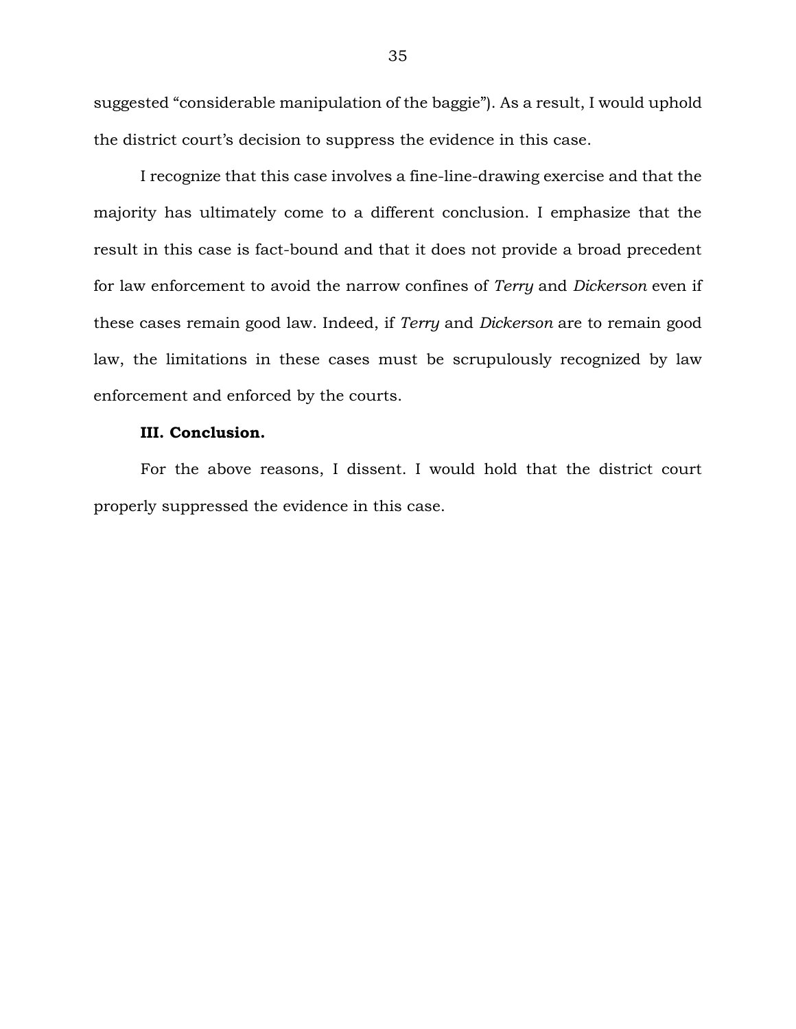suggested "considerable manipulation of the baggie"). As a result, I would uphold the district court's decision to suppress the evidence in this case.

I recognize that this case involves a fine-line-drawing exercise and that the majority has ultimately come to a different conclusion. I emphasize that the result in this case is fact-bound and that it does not provide a broad precedent for law enforcement to avoid the narrow confines of *Terry* and *Dickerson* even if these cases remain good law. Indeed, if *Terry* and *Dickerson* are to remain good law, the limitations in these cases must be scrupulously recognized by law enforcement and enforced by the courts.

**III. Conclusion.**

For the above reasons, I dissent. I would hold that the district court properly suppressed the evidence in this case.